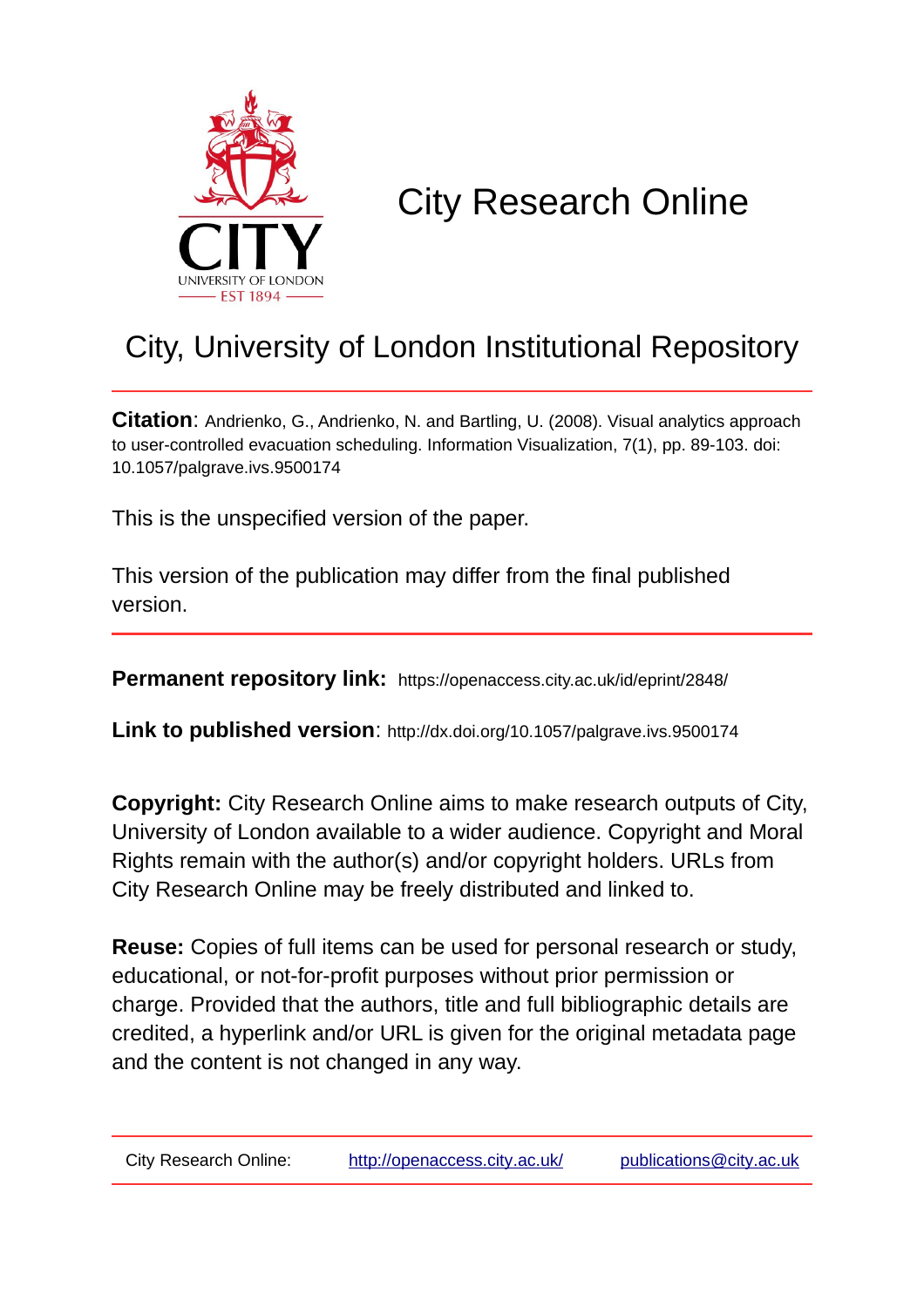CITY
UNIVERSITY OF LONDON
EST 1894

# City Research Online

## City, University of London Institutional Repository

**Citation**: Andrienko, G., Andrienko, N. and Bartling, U. (2008). Visual analytics approach to user-controlled evacuation scheduling. Information Visualization, 7(1), pp. 89-103. doi: 10.1057/palgrave.ivs.9500174

This is the unspecified version of the paper.

This version of the publication may differ from the final published version.

**Permanent repository link:** https://openaccess.city.ac.uk/id/eprint/2848/

**Link to published version**: http://dx.doi.org/10.1057/palgrave.ivs.9500174

**Copyright:** City Research Online aims to make research outputs of City, University of London available to a wider audience. Copyright and Moral Rights remain with the author(s) and/or copyright holders. URLs from City Research Online may be freely distributed and linked to.

**Reuse:** Copies of full items can be used for personal research or study, educational, or not-for-profit purposes without prior permission or charge. Provided that the authors, title and full bibliographic details are credited, a hyperlink and/or URL is given for the original metadata page and the content is not changed in any way.

City Research Online: http://openaccess.city.ac.uk/ publications@city.ac.uk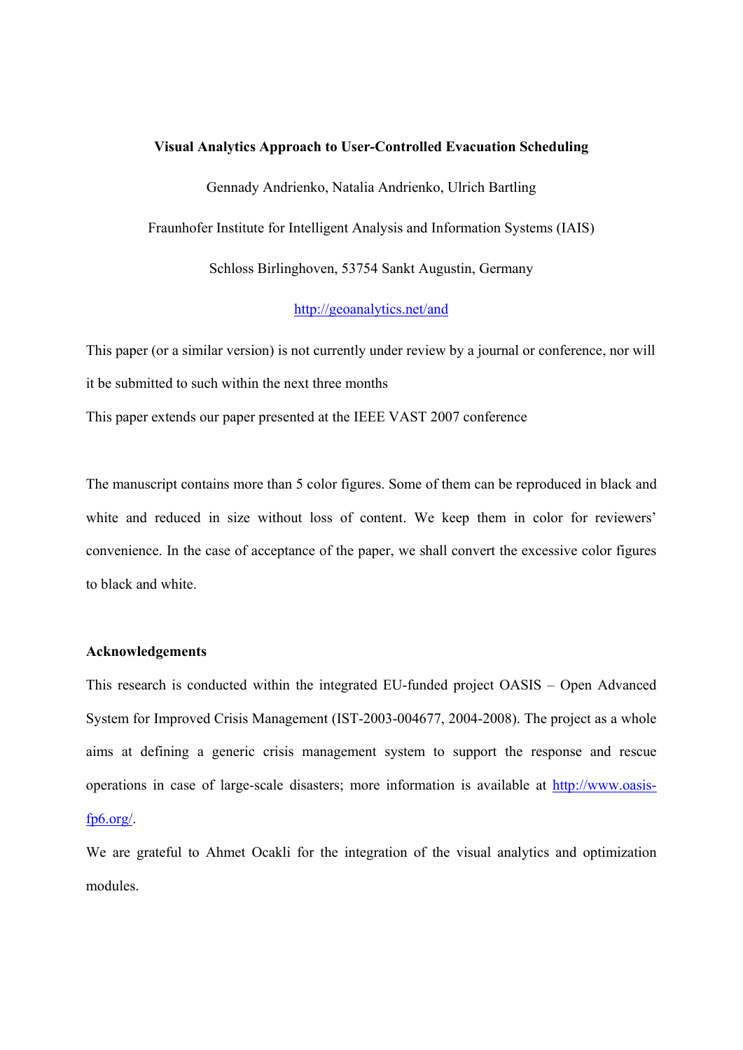**Visual Analytics Approach to User-Controlled Evacuation Scheduling**

Gennady Andrienko, Natalia Andrienko, Ulrich Bartling

Fraunhofer Institute for Intelligent Analysis and Information Systems (IAIS)

Schloss Birlinghoven, 53754 Sankt Augustin, Germany

http://geoanalytics.net/and

This paper (or a similar version) is not currently under review by a journal or conference, nor will it be submitted to such within the next three months

This paper extends our paper presented at the IEEE VAST 2007 conference

The manuscript contains more than 5 color figures. Some of them can be reproduced in black and white and reduced in size without loss of content. We keep them in color for reviewers' convenience. In the case of acceptance of the paper, we shall convert the excessive color figures to black and white.

**Acknowledgements**

This research is conducted within the integrated EU-funded project OASIS – Open Advanced System for Improved Crisis Management (IST-2003-004677, 2004-2008). The project as a whole aims at defining a generic crisis management system to support the response and rescue operations in case of large-scale disasters; more information is available at http://www.oasis-fp6.org/.

We are grateful to Ahmet Ocakli for the integration of the visual analytics and optimization modules.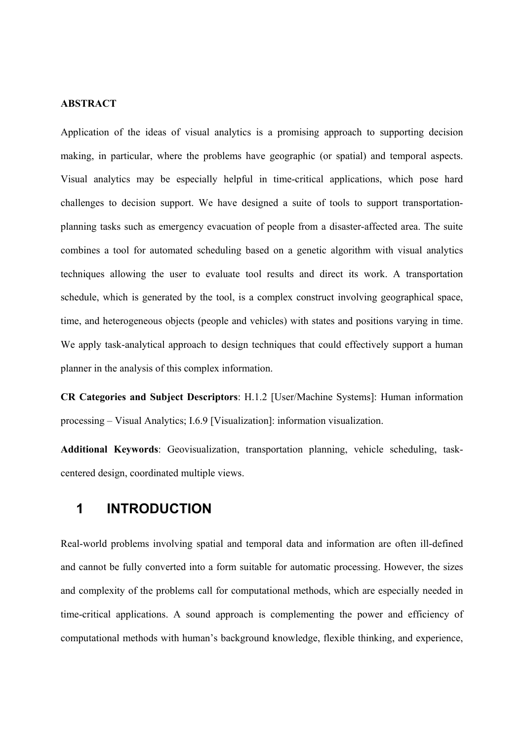**ABSTRACT**

Application of the ideas of visual analytics is a promising approach to supporting decision making, in particular, where the problems have geographic (or spatial) and temporal aspects. Visual analytics may be especially helpful in time-critical applications, which pose hard challenges to decision support. We have designed a suite of tools to support transportation-planning tasks such as emergency evacuation of people from a disaster-affected area. The suite combines a tool for automated scheduling based on a genetic algorithm with visual analytics techniques allowing the user to evaluate tool results and direct its work. A transportation schedule, which is generated by the tool, is a complex construct involving geographical space, time, and heterogeneous objects (people and vehicles) with states and positions varying in time. We apply task-analytical approach to design techniques that could effectively support a human planner in the analysis of this complex information.

**CR Categories and Subject Descriptors**: H.1.2 [User/Machine Systems]: Human information processing – Visual Analytics; I.6.9 [Visualization]: information visualization.

**Additional Keywords**: Geovisualization, transportation planning, vehicle scheduling, task-centered design, coordinated multiple views.

# 1 INTRODUCTION

Real-world problems involving spatial and temporal data and information are often ill-defined and cannot be fully converted into a form suitable for automatic processing. However, the sizes and complexity of the problems call for computational methods, which are especially needed in time-critical applications. A sound approach is complementing the power and efficiency of computational methods with human's background knowledge, flexible thinking, and experience,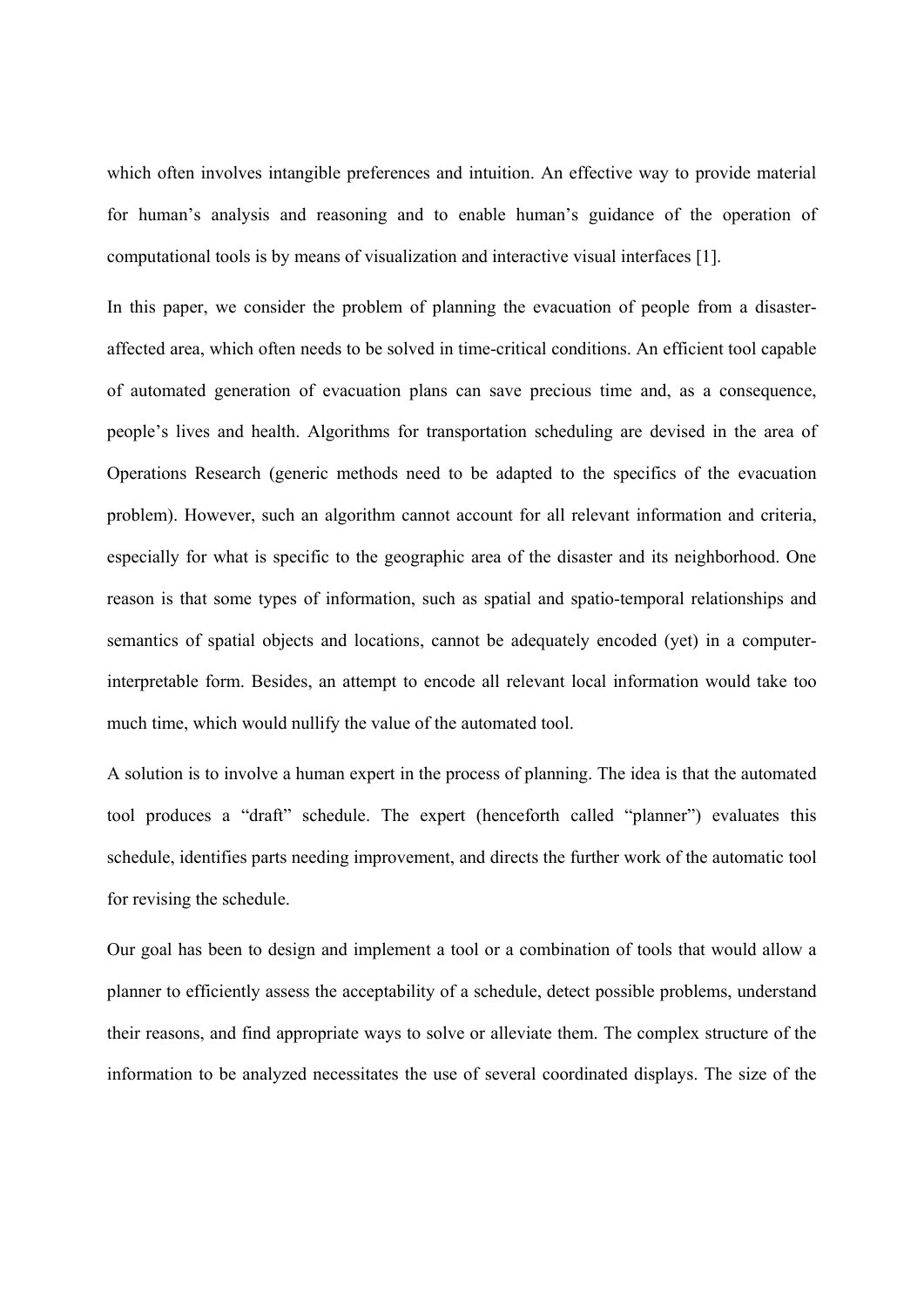which often involves intangible preferences and intuition. An effective way to provide material for human's analysis and reasoning and to enable human's guidance of the operation of computational tools is by means of visualization and interactive visual interfaces [1].

In this paper, we consider the problem of planning the evacuation of people from a disaster-affected area, which often needs to be solved in time-critical conditions. An efficient tool capable of automated generation of evacuation plans can save precious time and, as a consequence, people's lives and health. Algorithms for transportation scheduling are devised in the area of Operations Research (generic methods need to be adapted to the specifics of the evacuation problem). However, such an algorithm cannot account for all relevant information and criteria, especially for what is specific to the geographic area of the disaster and its neighborhood. One reason is that some types of information, such as spatial and spatio-temporal relationships and semantics of spatial objects and locations, cannot be adequately encoded (yet) in a computer-interpretable form. Besides, an attempt to encode all relevant local information would take too much time, which would nullify the value of the automated tool.

A solution is to involve a human expert in the process of planning. The idea is that the automated tool produces a "draft" schedule. The expert (henceforth called "planner") evaluates this schedule, identifies parts needing improvement, and directs the further work of the automatic tool for revising the schedule.

Our goal has been to design and implement a tool or a combination of tools that would allow a planner to efficiently assess the acceptability of a schedule, detect possible problems, understand their reasons, and find appropriate ways to solve or alleviate them. The complex structure of the information to be analyzed necessitates the use of several coordinated displays. The size of the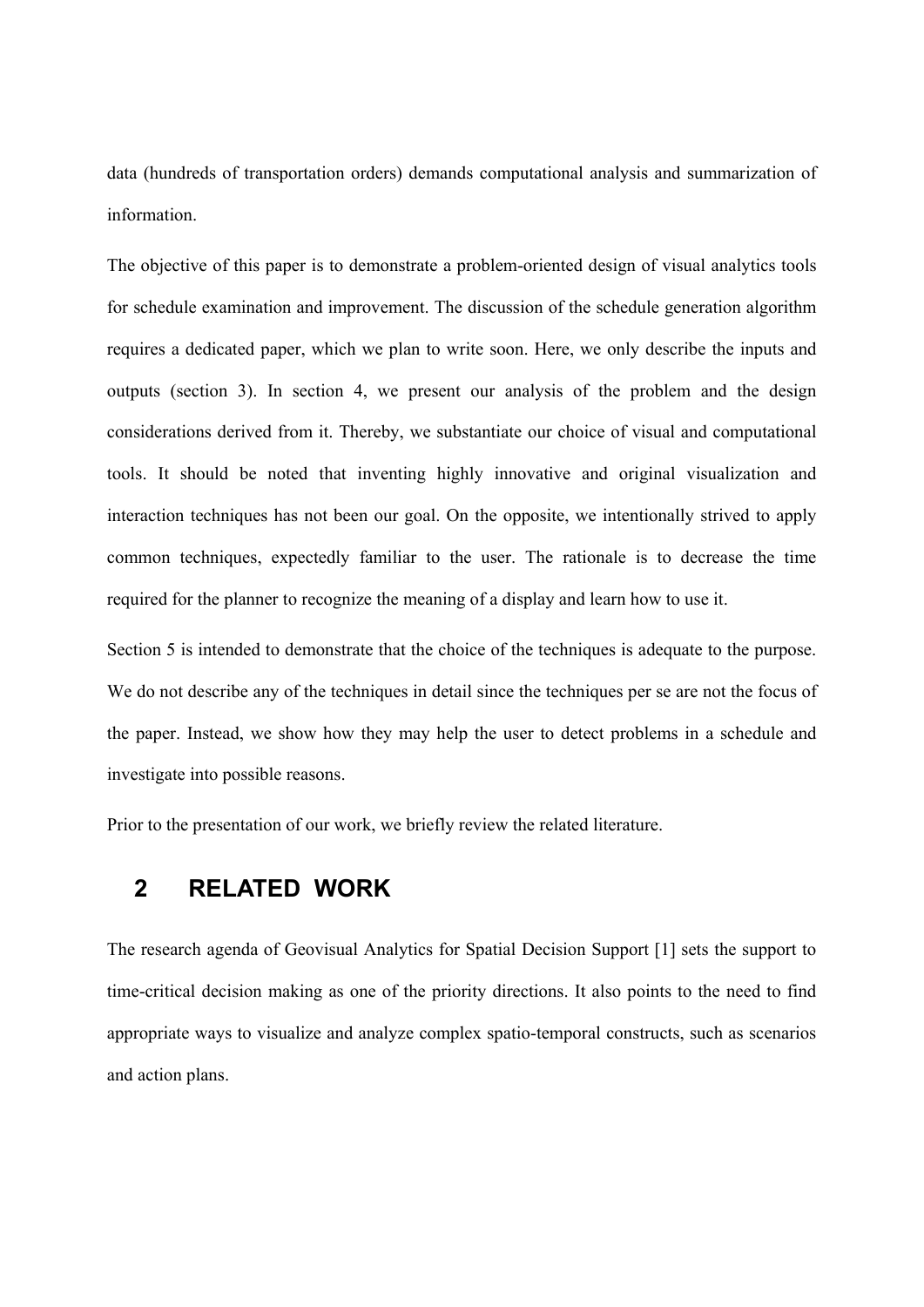data (hundreds of transportation orders) demands computational analysis and summarization of information.

The objective of this paper is to demonstrate a problem-oriented design of visual analytics tools for schedule examination and improvement. The discussion of the schedule generation algorithm requires a dedicated paper, which we plan to write soon. Here, we only describe the inputs and outputs (section 3). In section 4, we present our analysis of the problem and the design considerations derived from it. Thereby, we substantiate our choice of visual and computational tools. It should be noted that inventing highly innovative and original visualization and interaction techniques has not been our goal. On the opposite, we intentionally strived to apply common techniques, expectedly familiar to the user. The rationale is to decrease the time required for the planner to recognize the meaning of a display and learn how to use it.

Section 5 is intended to demonstrate that the choice of the techniques is adequate to the purpose. We do not describe any of the techniques in detail since the techniques per se are not the focus of the paper. Instead, we show how they may help the user to detect problems in a schedule and investigate into possible reasons.

Prior to the presentation of our work, we briefly review the related literature.

## 2 RELATED WORK

The research agenda of Geovisual Analytics for Spatial Decision Support [1] sets the support to time-critical decision making as one of the priority directions. It also points to the need to find appropriate ways to visualize and analyze complex spatio-temporal constructs, such as scenarios and action plans.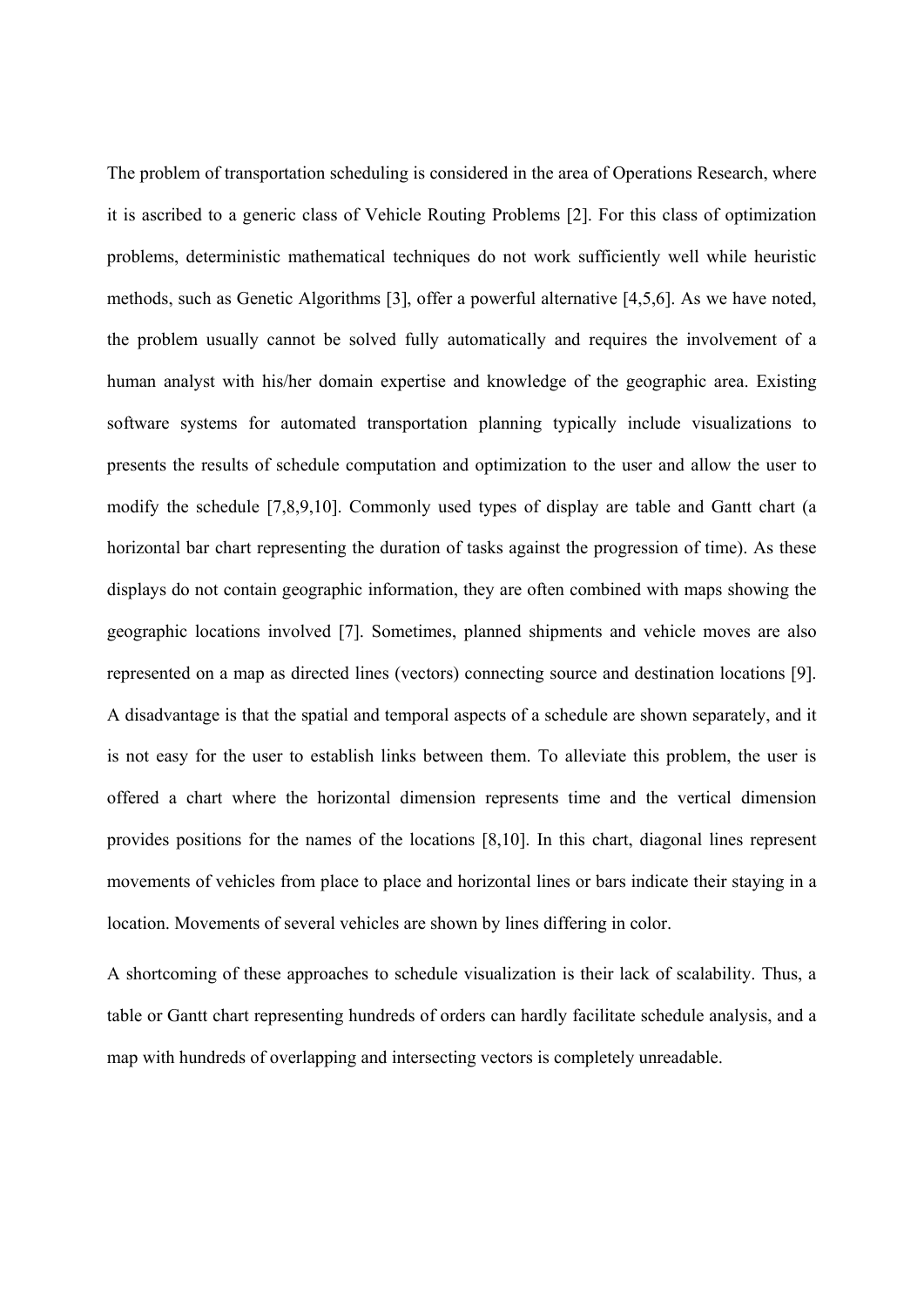The problem of transportation scheduling is considered in the area of Operations Research, where it is ascribed to a generic class of Vehicle Routing Problems [2]. For this class of optimization problems, deterministic mathematical techniques do not work sufficiently well while heuristic methods, such as Genetic Algorithms [3], offer a powerful alternative [4,5,6]. As we have noted, the problem usually cannot be solved fully automatically and requires the involvement of a human analyst with his/her domain expertise and knowledge of the geographic area. Existing software systems for automated transportation planning typically include visualizations to presents the results of schedule computation and optimization to the user and allow the user to modify the schedule [7,8,9,10]. Commonly used types of display are table and Gantt chart (a horizontal bar chart representing the duration of tasks against the progression of time). As these displays do not contain geographic information, they are often combined with maps showing the geographic locations involved [7]. Sometimes, planned shipments and vehicle moves are also represented on a map as directed lines (vectors) connecting source and destination locations [9]. A disadvantage is that the spatial and temporal aspects of a schedule are shown separately, and it is not easy for the user to establish links between them. To alleviate this problem, the user is offered a chart where the horizontal dimension represents time and the vertical dimension provides positions for the names of the locations [8,10]. In this chart, diagonal lines represent movements of vehicles from place to place and horizontal lines or bars indicate their staying in a location. Movements of several vehicles are shown by lines differing in color.

A shortcoming of these approaches to schedule visualization is their lack of scalability. Thus, a table or Gantt chart representing hundreds of orders can hardly facilitate schedule analysis, and a map with hundreds of overlapping and intersecting vectors is completely unreadable.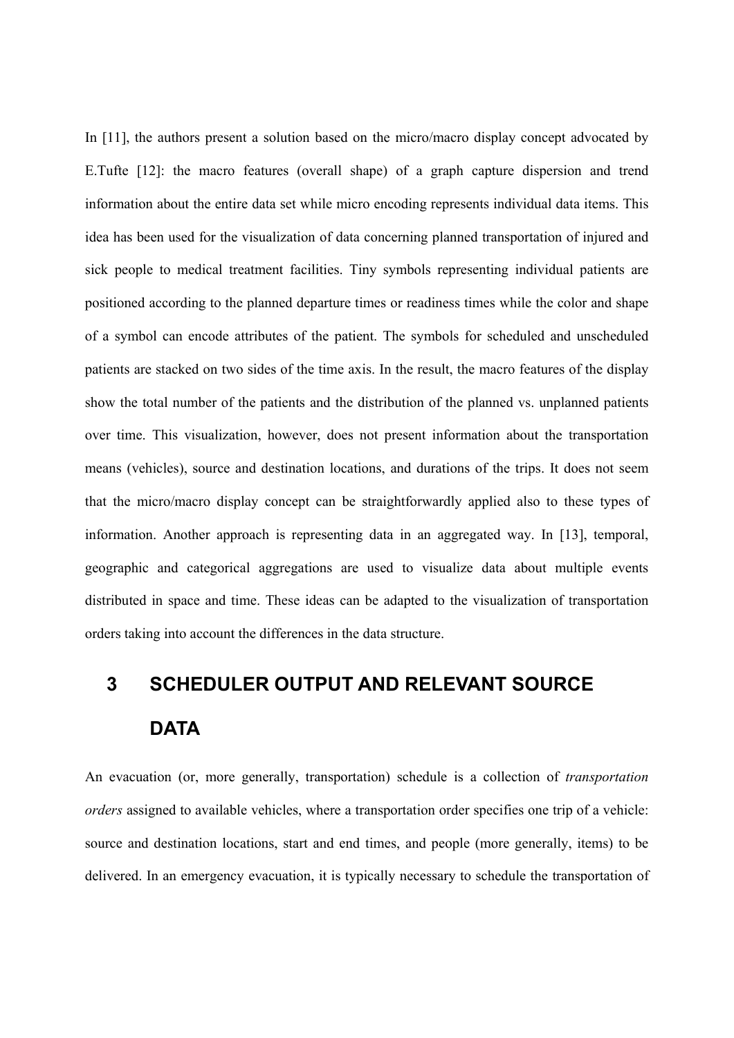In [11], the authors present a solution based on the micro/macro display concept advocated by E.Tufte [12]: the macro features (overall shape) of a graph capture dispersion and trend information about the entire data set while micro encoding represents individual data items. This idea has been used for the visualization of data concerning planned transportation of injured and sick people to medical treatment facilities. Tiny symbols representing individual patients are positioned according to the planned departure times or readiness times while the color and shape of a symbol can encode attributes of the patient. The symbols for scheduled and unscheduled patients are stacked on two sides of the time axis. In the result, the macro features of the display show the total number of the patients and the distribution of the planned vs. unplanned patients over time. This visualization, however, does not present information about the transportation means (vehicles), source and destination locations, and durations of the trips. It does not seem that the micro/macro display concept can be straightforwardly applied also to these types of information. Another approach is representing data in an aggregated way. In [13], temporal, geographic and categorical aggregations are used to visualize data about multiple events distributed in space and time. These ideas can be adapted to the visualization of transportation orders taking into account the differences in the data structure.

# 3 SCHEDULER OUTPUT AND RELEVANT SOURCE DATA

An evacuation (or, more generally, transportation) schedule is a collection of *transportation orders* assigned to available vehicles, where a transportation order specifies one trip of a vehicle: source and destination locations, start and end times, and people (more generally, items) to be delivered. In an emergency evacuation, it is typically necessary to schedule the transportation of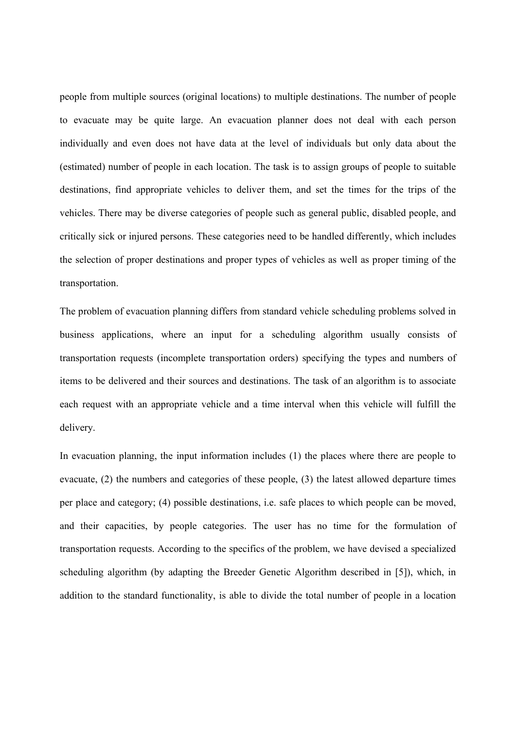people from multiple sources (original locations) to multiple destinations. The number of people to evacuate may be quite large. An evacuation planner does not deal with each person individually and even does not have data at the level of individuals but only data about the (estimated) number of people in each location. The task is to assign groups of people to suitable destinations, find appropriate vehicles to deliver them, and set the times for the trips of the vehicles. There may be diverse categories of people such as general public, disabled people, and critically sick or injured persons. These categories need to be handled differently, which includes the selection of proper destinations and proper types of vehicles as well as proper timing of the transportation.

The problem of evacuation planning differs from standard vehicle scheduling problems solved in business applications, where an input for a scheduling algorithm usually consists of transportation requests (incomplete transportation orders) specifying the types and numbers of items to be delivered and their sources and destinations. The task of an algorithm is to associate each request with an appropriate vehicle and a time interval when this vehicle will fulfill the delivery.

In evacuation planning, the input information includes (1) the places where there are people to evacuate, (2) the numbers and categories of these people, (3) the latest allowed departure times per place and category; (4) possible destinations, i.e. safe places to which people can be moved, and their capacities, by people categories. The user has no time for the formulation of transportation requests. According to the specifics of the problem, we have devised a specialized scheduling algorithm (by adapting the Breeder Genetic Algorithm described in [5]), which, in addition to the standard functionality, is able to divide the total number of people in a location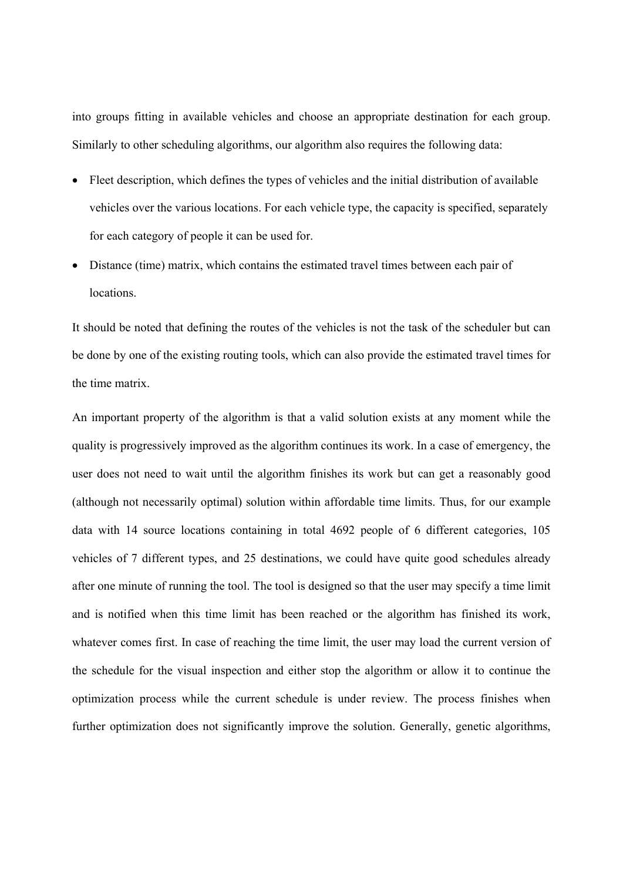into groups fitting in available vehicles and choose an appropriate destination for each group. Similarly to other scheduling algorithms, our algorithm also requires the following data:

- Fleet description, which defines the types of vehicles and the initial distribution of available vehicles over the various locations. For each vehicle type, the capacity is specified, separately for each category of people it can be used for.
- Distance (time) matrix, which contains the estimated travel times between each pair of locations.

It should be noted that defining the routes of the vehicles is not the task of the scheduler but can be done by one of the existing routing tools, which can also provide the estimated travel times for the time matrix.

An important property of the algorithm is that a valid solution exists at any moment while the quality is progressively improved as the algorithm continues its work. In a case of emergency, the user does not need to wait until the algorithm finishes its work but can get a reasonably good (although not necessarily optimal) solution within affordable time limits. Thus, for our example data with 14 source locations containing in total 4692 people of 6 different categories, 105 vehicles of 7 different types, and 25 destinations, we could have quite good schedules already after one minute of running the tool. The tool is designed so that the user may specify a time limit and is notified when this time limit has been reached or the algorithm has finished its work, whatever comes first. In case of reaching the time limit, the user may load the current version of the schedule for the visual inspection and either stop the algorithm or allow it to continue the optimization process while the current schedule is under review. The process finishes when further optimization does not significantly improve the solution. Generally, genetic algorithms,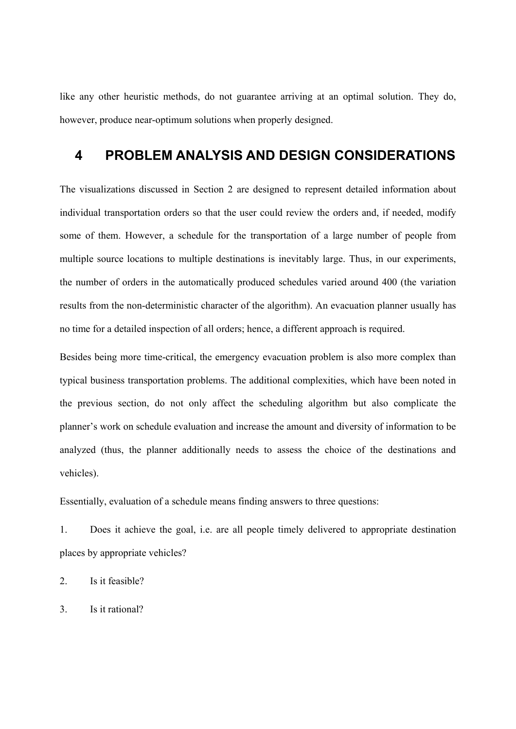like any other heuristic methods, do not guarantee arriving at an optimal solution. They do, however, produce near-optimum solutions when properly designed.

# 4 PROBLEM ANALYSIS AND DESIGN CONSIDERATIONS

The visualizations discussed in Section 2 are designed to represent detailed information about individual transportation orders so that the user could review the orders and, if needed, modify some of them. However, a schedule for the transportation of a large number of people from multiple source locations to multiple destinations is inevitably large. Thus, in our experiments, the number of orders in the automatically produced schedules varied around 400 (the variation results from the non-deterministic character of the algorithm). An evacuation planner usually has no time for a detailed inspection of all orders; hence, a different approach is required.

Besides being more time-critical, the emergency evacuation problem is also more complex than typical business transportation problems. The additional complexities, which have been noted in the previous section, do not only affect the scheduling algorithm but also complicate the planner's work on schedule evaluation and increase the amount and diversity of information to be analyzed (thus, the planner additionally needs to assess the choice of the destinations and vehicles).

Essentially, evaluation of a schedule means finding answers to three questions:

1. Does it achieve the goal, i.e. are all people timely delivered to appropriate destination places by appropriate vehicles?
2. Is it feasible?
3. Is it rational?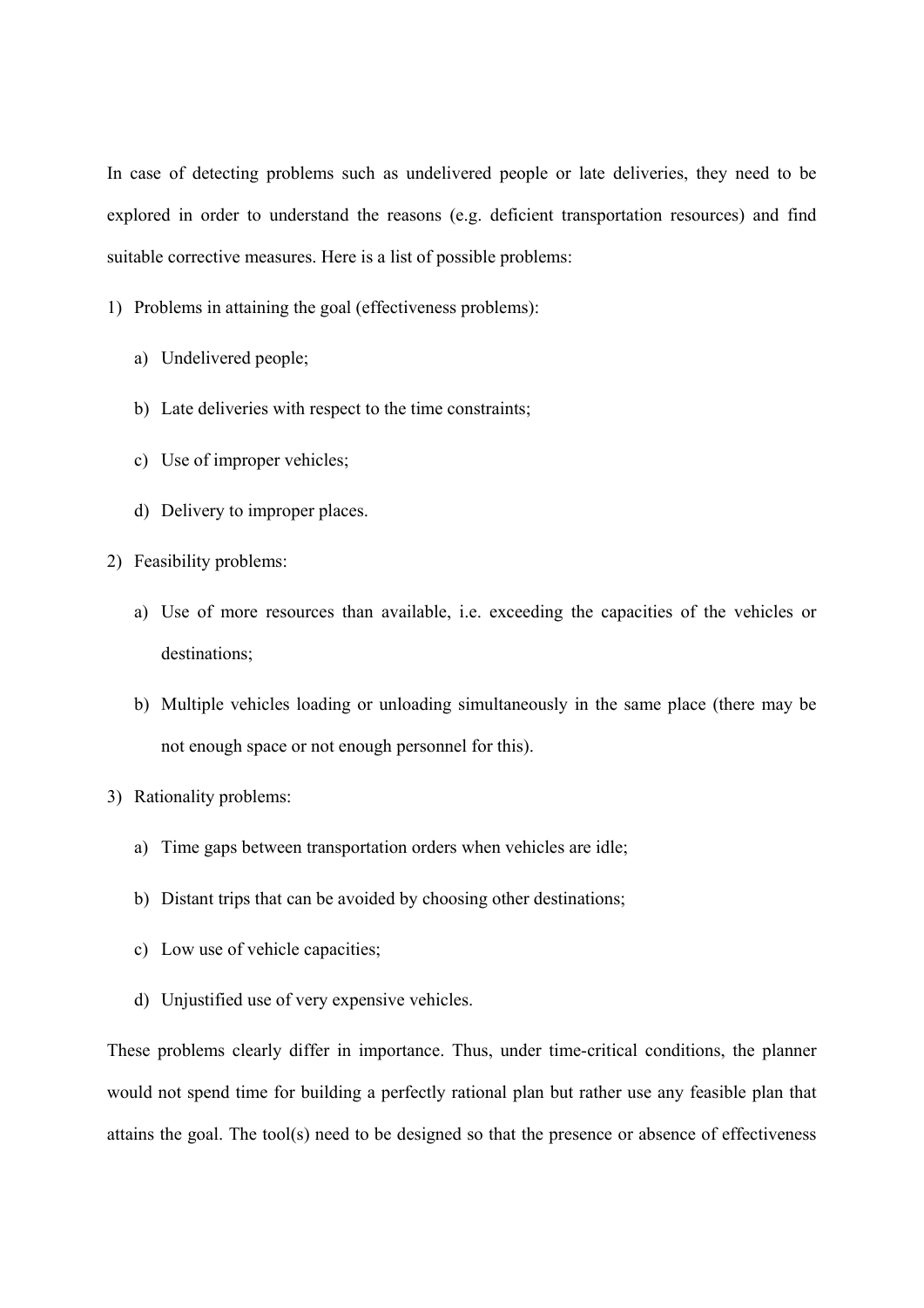In case of detecting problems such as undelivered people or late deliveries, they need to be explored in order to understand the reasons (e.g. deficient transportation resources) and find suitable corrective measures. Here is a list of possible problems:

1) Problems in attaining the goal (effectiveness problems):
   a) Undelivered people;
   b) Late deliveries with respect to the time constraints;
   c) Use of improper vehicles;
   d) Delivery to improper places.
2) Feasibility problems:
   a) Use of more resources than available, i.e. exceeding the capacities of the vehicles or destinations;
   b) Multiple vehicles loading or unloading simultaneously in the same place (there may be not enough space or not enough personnel for this).
3) Rationality problems:
   a) Time gaps between transportation orders when vehicles are idle;
   b) Distant trips that can be avoided by choosing other destinations;
   c) Low use of vehicle capacities;
   d) Unjustified use of very expensive vehicles.

These problems clearly differ in importance. Thus, under time-critical conditions, the planner would not spend time for building a perfectly rational plan but rather use any feasible plan that attains the goal. The tool(s) need to be designed so that the presence or absence of effectiveness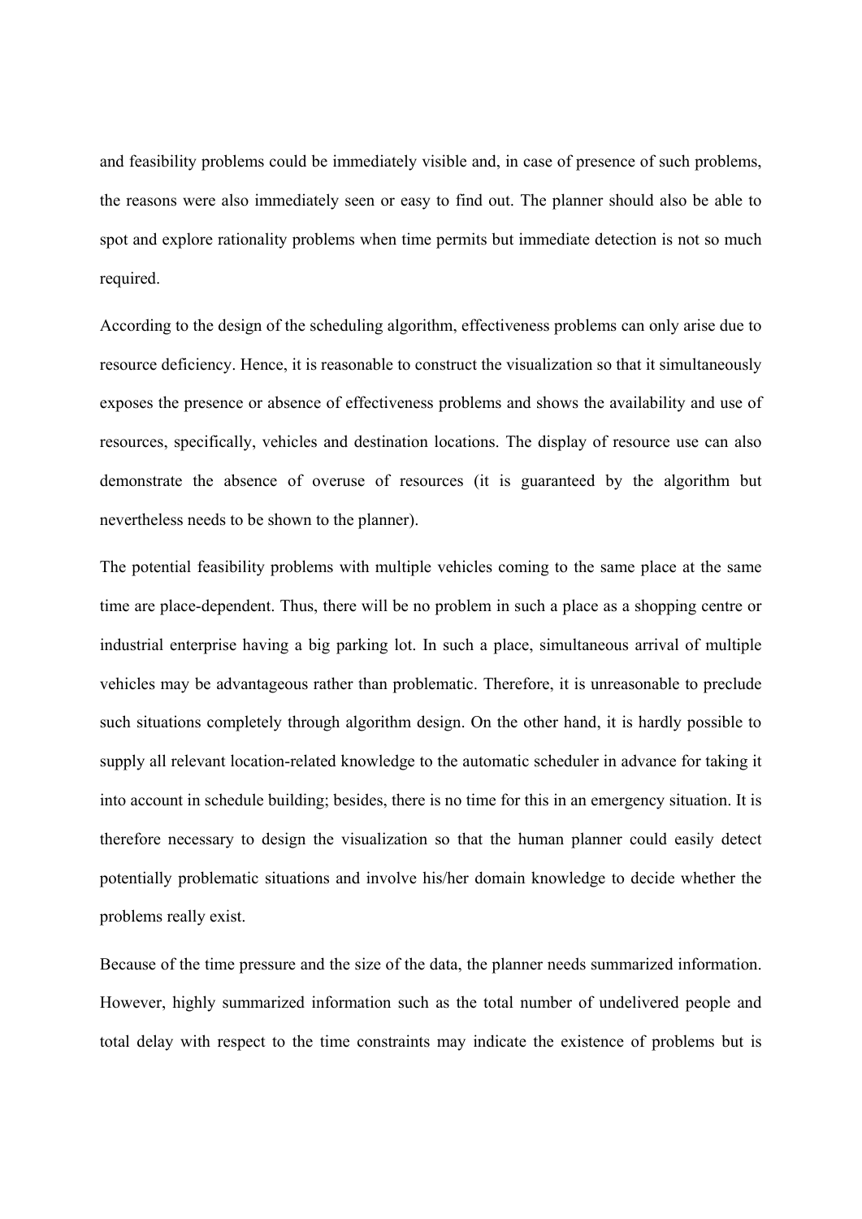and feasibility problems could be immediately visible and, in case of presence of such problems, the reasons were also immediately seen or easy to find out. The planner should also be able to spot and explore rationality problems when time permits but immediate detection is not so much required.

According to the design of the scheduling algorithm, effectiveness problems can only arise due to resource deficiency. Hence, it is reasonable to construct the visualization so that it simultaneously exposes the presence or absence of effectiveness problems and shows the availability and use of resources, specifically, vehicles and destination locations. The display of resource use can also demonstrate the absence of overuse of resources (it is guaranteed by the algorithm but nevertheless needs to be shown to the planner).

The potential feasibility problems with multiple vehicles coming to the same place at the same time are place-dependent. Thus, there will be no problem in such a place as a shopping centre or industrial enterprise having a big parking lot. In such a place, simultaneous arrival of multiple vehicles may be advantageous rather than problematic. Therefore, it is unreasonable to preclude such situations completely through algorithm design. On the other hand, it is hardly possible to supply all relevant location-related knowledge to the automatic scheduler in advance for taking it into account in schedule building; besides, there is no time for this in an emergency situation. It is therefore necessary to design the visualization so that the human planner could easily detect potentially problematic situations and involve his/her domain knowledge to decide whether the problems really exist.

Because of the time pressure and the size of the data, the planner needs summarized information. However, highly summarized information such as the total number of undelivered people and total delay with respect to the time constraints may indicate the existence of problems but is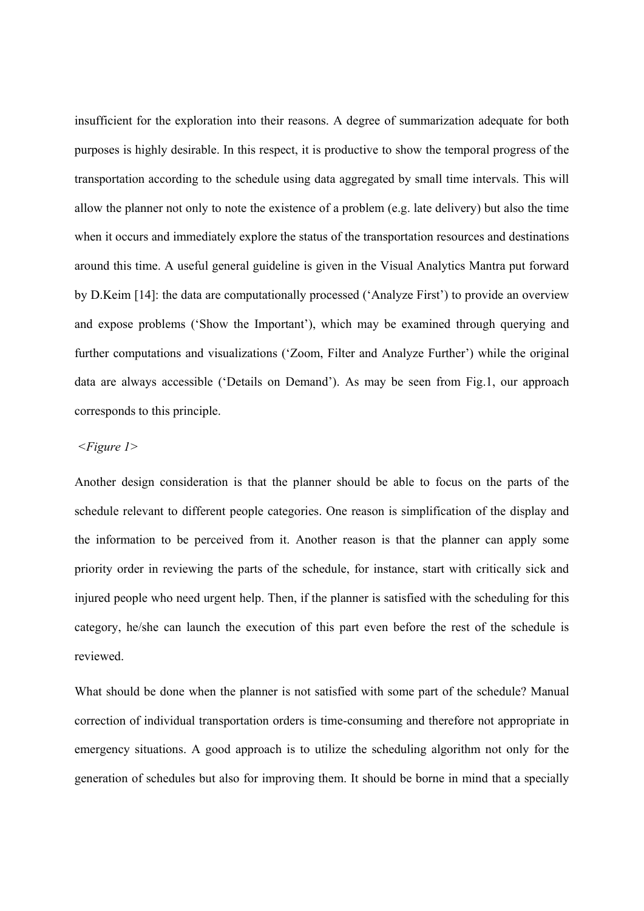insufficient for the exploration into their reasons. A degree of summarization adequate for both purposes is highly desirable. In this respect, it is productive to show the temporal progress of the transportation according to the schedule using data aggregated by small time intervals. This will allow the planner not only to note the existence of a problem (e.g. late delivery) but also the time when it occurs and immediately explore the status of the transportation resources and destinations around this time. A useful general guideline is given in the Visual Analytics Mantra put forward by D.Keim [14]: the data are computationally processed ('Analyze First') to provide an overview and expose problems ('Show the Important'), which may be examined through querying and further computations and visualizations ('Zoom, Filter and Analyze Further') while the original data are always accessible ('Details on Demand'). As may be seen from Fig.1, our approach corresponds to this principle.

*<Figure 1>*

Another design consideration is that the planner should be able to focus on the parts of the schedule relevant to different people categories. One reason is simplification of the display and the information to be perceived from it. Another reason is that the planner can apply some priority order in reviewing the parts of the schedule, for instance, start with critically sick and injured people who need urgent help. Then, if the planner is satisfied with the scheduling for this category, he/she can launch the execution of this part even before the rest of the schedule is reviewed.

What should be done when the planner is not satisfied with some part of the schedule? Manual correction of individual transportation orders is time-consuming and therefore not appropriate in emergency situations. A good approach is to utilize the scheduling algorithm not only for the generation of schedules but also for improving them. It should be borne in mind that a specially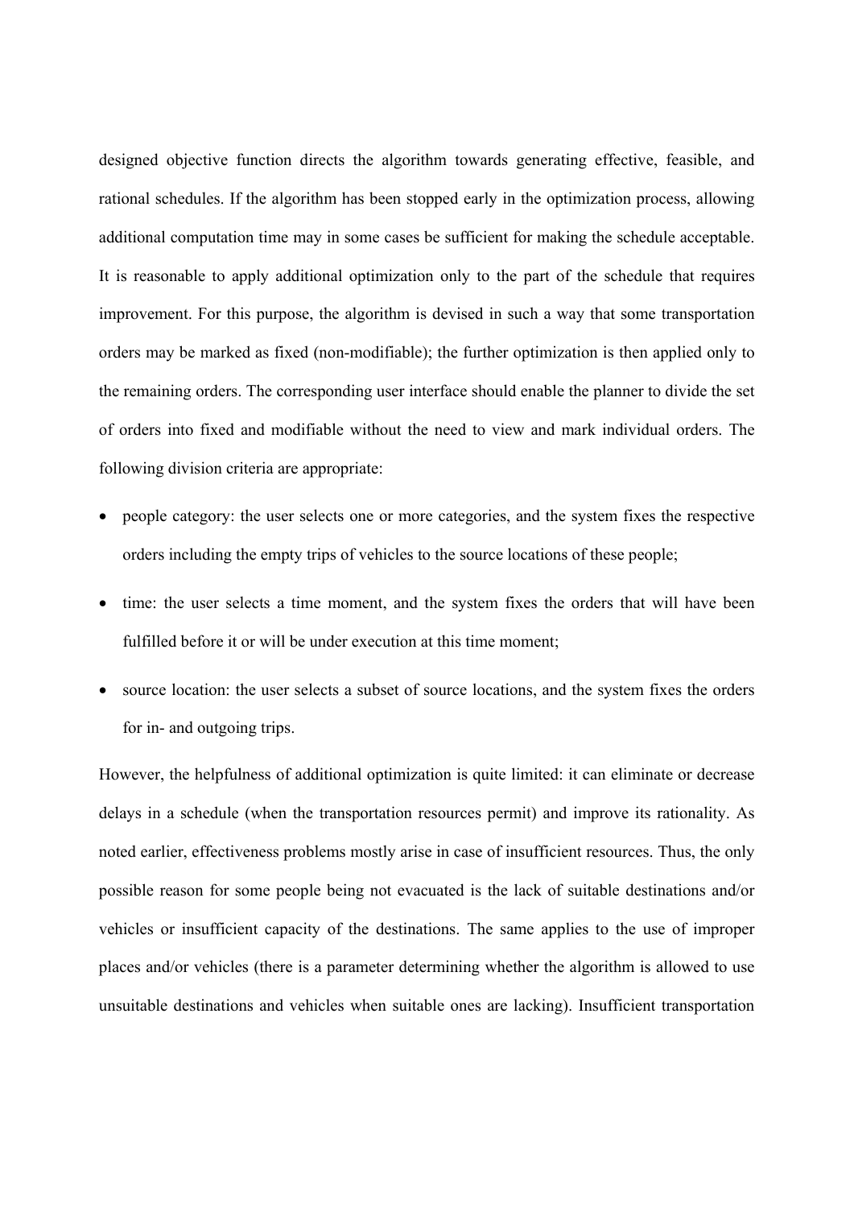designed objective function directs the algorithm towards generating effective, feasible, and rational schedules. If the algorithm has been stopped early in the optimization process, allowing additional computation time may in some cases be sufficient for making the schedule acceptable. It is reasonable to apply additional optimization only to the part of the schedule that requires improvement. For this purpose, the algorithm is devised in such a way that some transportation orders may be marked as fixed (non-modifiable); the further optimization is then applied only to the remaining orders. The corresponding user interface should enable the planner to divide the set of orders into fixed and modifiable without the need to view and mark individual orders. The following division criteria are appropriate:

- people category: the user selects one or more categories, and the system fixes the respective orders including the empty trips of vehicles to the source locations of these people;
- time: the user selects a time moment, and the system fixes the orders that will have been fulfilled before it or will be under execution at this time moment;
- source location: the user selects a subset of source locations, and the system fixes the orders for in- and outgoing trips.

However, the helpfulness of additional optimization is quite limited: it can eliminate or decrease delays in a schedule (when the transportation resources permit) and improve its rationality. As noted earlier, effectiveness problems mostly arise in case of insufficient resources. Thus, the only possible reason for some people being not evacuated is the lack of suitable destinations and/or vehicles or insufficient capacity of the destinations. The same applies to the use of improper places and/or vehicles (there is a parameter determining whether the algorithm is allowed to use unsuitable destinations and vehicles when suitable ones are lacking). Insufficient transportation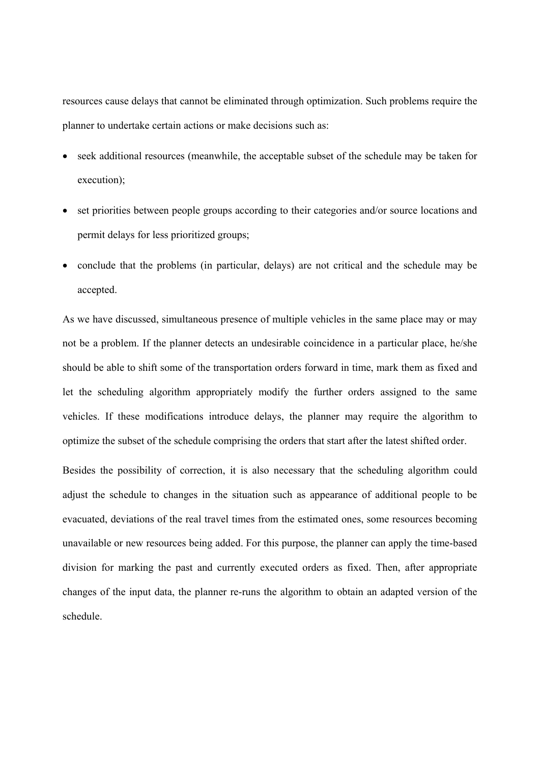resources cause delays that cannot be eliminated through optimization. Such problems require the planner to undertake certain actions or make decisions such as:

- seek additional resources (meanwhile, the acceptable subset of the schedule may be taken for execution);
- set priorities between people groups according to their categories and/or source locations and permit delays for less prioritized groups;
- conclude that the problems (in particular, delays) are not critical and the schedule may be accepted.

As we have discussed, simultaneous presence of multiple vehicles in the same place may or may not be a problem. If the planner detects an undesirable coincidence in a particular place, he/she should be able to shift some of the transportation orders forward in time, mark them as fixed and let the scheduling algorithm appropriately modify the further orders assigned to the same vehicles. If these modifications introduce delays, the planner may require the algorithm to optimize the subset of the schedule comprising the orders that start after the latest shifted order.

Besides the possibility of correction, it is also necessary that the scheduling algorithm could adjust the schedule to changes in the situation such as appearance of additional people to be evacuated, deviations of the real travel times from the estimated ones, some resources becoming unavailable or new resources being added. For this purpose, the planner can apply the time-based division for marking the past and currently executed orders as fixed. Then, after appropriate changes of the input data, the planner re-runs the algorithm to obtain an adapted version of the schedule.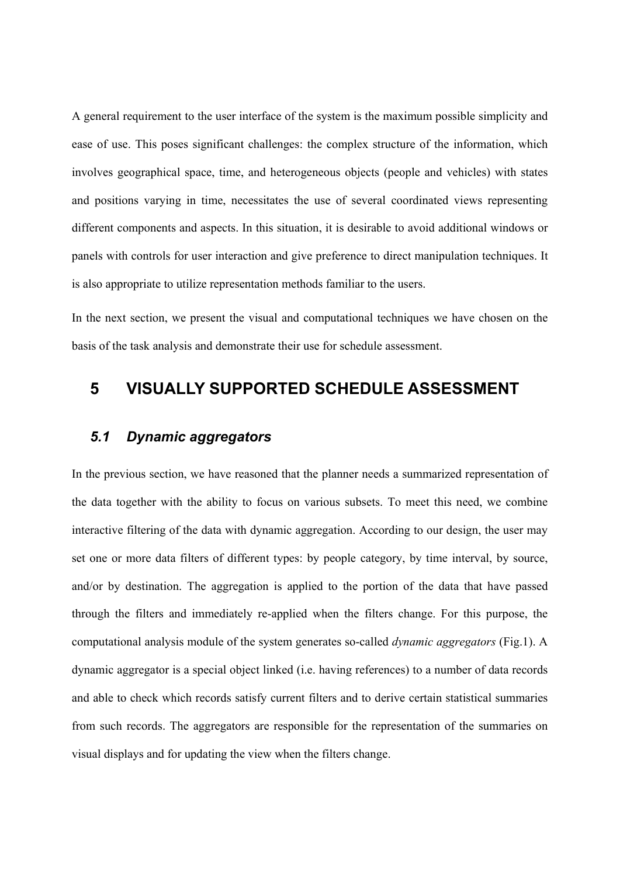A general requirement to the user interface of the system is the maximum possible simplicity and ease of use. This poses significant challenges: the complex structure of the information, which involves geographical space, time, and heterogeneous objects (people and vehicles) with states and positions varying in time, necessitates the use of several coordinated views representing different components and aspects. In this situation, it is desirable to avoid additional windows or panels with controls for user interaction and give preference to direct manipulation techniques. It is also appropriate to utilize representation methods familiar to the users.

In the next section, we present the visual and computational techniques we have chosen on the basis of the task analysis and demonstrate their use for schedule assessment.

# 5 VISUALLY SUPPORTED SCHEDULE ASSESSMENT

## *5.1 Dynamic aggregators*

In the previous section, we have reasoned that the planner needs a summarized representation of the data together with the ability to focus on various subsets. To meet this need, we combine interactive filtering of the data with dynamic aggregation. According to our design, the user may set one or more data filters of different types: by people category, by time interval, by source, and/or by destination. The aggregation is applied to the portion of the data that have passed through the filters and immediately re-applied when the filters change. For this purpose, the computational analysis module of the system generates so-called *dynamic aggregators* (Fig.1). A dynamic aggregator is a special object linked (i.e. having references) to a number of data records and able to check which records satisfy current filters and to derive certain statistical summaries from such records. The aggregators are responsible for the representation of the summaries on visual displays and for updating the view when the filters change.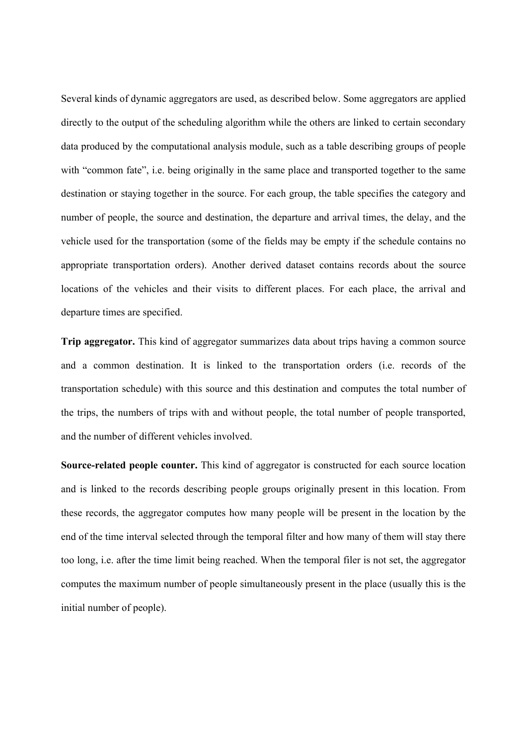Several kinds of dynamic aggregators are used, as described below. Some aggregators are applied directly to the output of the scheduling algorithm while the others are linked to certain secondary data produced by the computational analysis module, such as a table describing groups of people with "common fate", i.e. being originally in the same place and transported together to the same destination or staying together in the source. For each group, the table specifies the category and number of people, the source and destination, the departure and arrival times, the delay, and the vehicle used for the transportation (some of the fields may be empty if the schedule contains no appropriate transportation orders). Another derived dataset contains records about the source locations of the vehicles and their visits to different places. For each place, the arrival and departure times are specified.

**Trip aggregator.** This kind of aggregator summarizes data about trips having a common source and a common destination. It is linked to the transportation orders (i.e. records of the transportation schedule) with this source and this destination and computes the total number of the trips, the numbers of trips with and without people, the total number of people transported, and the number of different vehicles involved.

**Source-related people counter.** This kind of aggregator is constructed for each source location and is linked to the records describing people groups originally present in this location. From these records, the aggregator computes how many people will be present in the location by the end of the time interval selected through the temporal filter and how many of them will stay there too long, i.e. after the time limit being reached. When the temporal filer is not set, the aggregator computes the maximum number of people simultaneously present in the place (usually this is the initial number of people).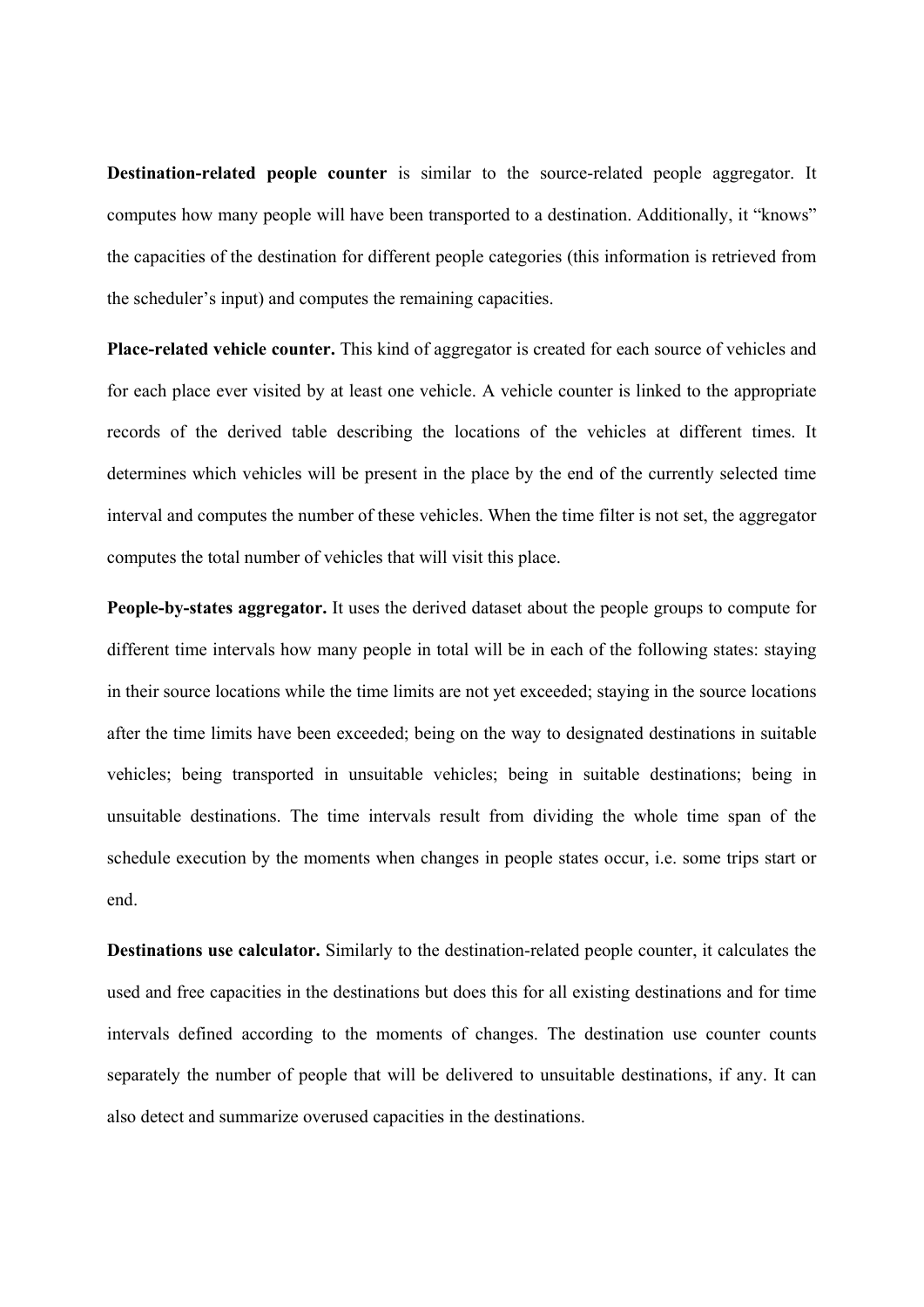**Destination-related people counter** is similar to the source-related people aggregator. It computes how many people will have been transported to a destination. Additionally, it "knows" the capacities of the destination for different people categories (this information is retrieved from the scheduler's input) and computes the remaining capacities.

**Place-related vehicle counter.** This kind of aggregator is created for each source of vehicles and for each place ever visited by at least one vehicle. A vehicle counter is linked to the appropriate records of the derived table describing the locations of the vehicles at different times. It determines which vehicles will be present in the place by the end of the currently selected time interval and computes the number of these vehicles. When the time filter is not set, the aggregator computes the total number of vehicles that will visit this place.

**People-by-states aggregator.** It uses the derived dataset about the people groups to compute for different time intervals how many people in total will be in each of the following states: staying in their source locations while the time limits are not yet exceeded; staying in the source locations after the time limits have been exceeded; being on the way to designated destinations in suitable vehicles; being transported in unsuitable vehicles; being in suitable destinations; being in unsuitable destinations. The time intervals result from dividing the whole time span of the schedule execution by the moments when changes in people states occur, i.e. some trips start or end.

**Destinations use calculator.** Similarly to the destination-related people counter, it calculates the used and free capacities in the destinations but does this for all existing destinations and for time intervals defined according to the moments of changes. The destination use counter counts separately the number of people that will be delivered to unsuitable destinations, if any. It can also detect and summarize overused capacities in the destinations.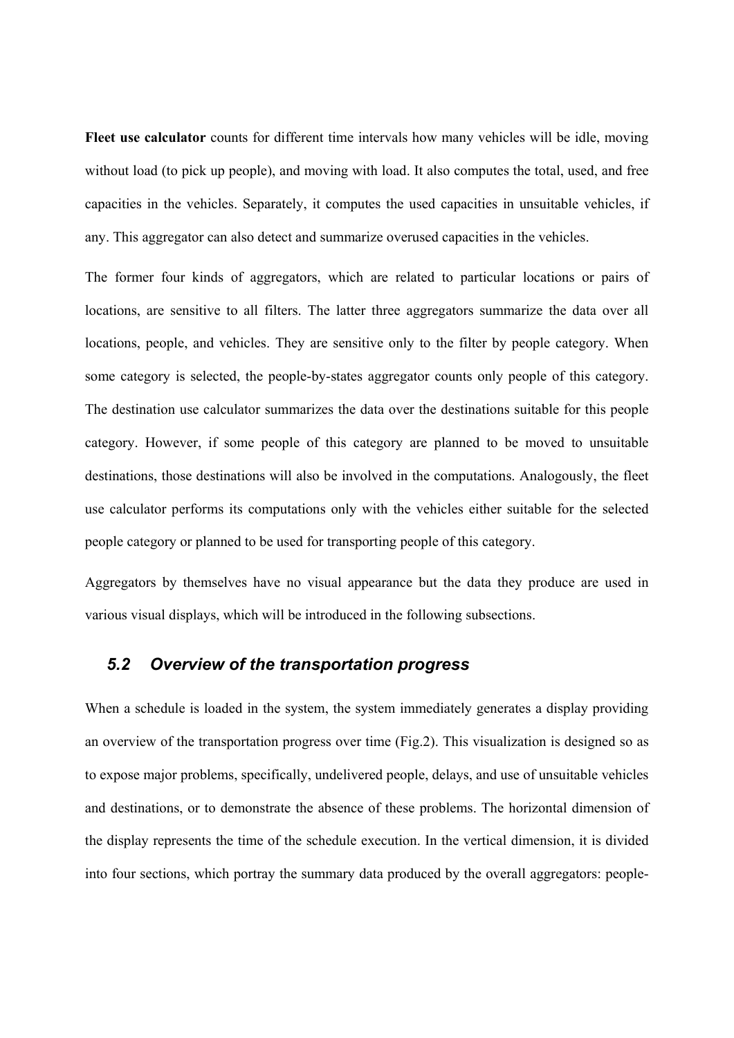**Fleet use calculator** counts for different time intervals how many vehicles will be idle, moving without load (to pick up people), and moving with load. It also computes the total, used, and free capacities in the vehicles. Separately, it computes the used capacities in unsuitable vehicles, if any. This aggregator can also detect and summarize overused capacities in the vehicles.

The former four kinds of aggregators, which are related to particular locations or pairs of locations, are sensitive to all filters. The latter three aggregators summarize the data over all locations, people, and vehicles. They are sensitive only to the filter by people category. When some category is selected, the people-by-states aggregator counts only people of this category. The destination use calculator summarizes the data over the destinations suitable for this people category. However, if some people of this category are planned to be moved to unsuitable destinations, those destinations will also be involved in the computations. Analogously, the fleet use calculator performs its computations only with the vehicles either suitable for the selected people category or planned to be used for transporting people of this category.

Aggregators by themselves have no visual appearance but the data they produce are used in various visual displays, which will be introduced in the following subsections.

### *5.2 Overview of the transportation progress*

When a schedule is loaded in the system, the system immediately generates a display providing an overview of the transportation progress over time (Fig.2). This visualization is designed so as to expose major problems, specifically, undelivered people, delays, and use of unsuitable vehicles and destinations, or to demonstrate the absence of these problems. The horizontal dimension of the display represents the time of the schedule execution. In the vertical dimension, it is divided into four sections, which portray the summary data produced by the overall aggregators: people-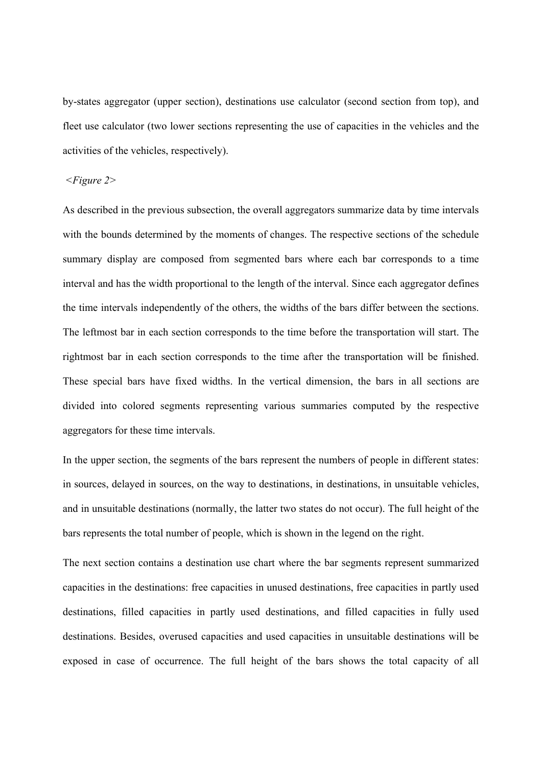by-states aggregator (upper section), destinations use calculator (second section from top), and fleet use calculator (two lower sections representing the use of capacities in the vehicles and the activities of the vehicles, respectively).

*<Figure 2>*

As described in the previous subsection, the overall aggregators summarize data by time intervals with the bounds determined by the moments of changes. The respective sections of the schedule summary display are composed from segmented bars where each bar corresponds to a time interval and has the width proportional to the length of the interval. Since each aggregator defines the time intervals independently of the others, the widths of the bars differ between the sections. The leftmost bar in each section corresponds to the time before the transportation will start. The rightmost bar in each section corresponds to the time after the transportation will be finished. These special bars have fixed widths. In the vertical dimension, the bars in all sections are divided into colored segments representing various summaries computed by the respective aggregators for these time intervals.

In the upper section, the segments of the bars represent the numbers of people in different states: in sources, delayed in sources, on the way to destinations, in destinations, in unsuitable vehicles, and in unsuitable destinations (normally, the latter two states do not occur). The full height of the bars represents the total number of people, which is shown in the legend on the right.

The next section contains a destination use chart where the bar segments represent summarized capacities in the destinations: free capacities in unused destinations, free capacities in partly used destinations, filled capacities in partly used destinations, and filled capacities in fully used destinations. Besides, overused capacities and used capacities in unsuitable destinations will be exposed in case of occurrence. The full height of the bars shows the total capacity of all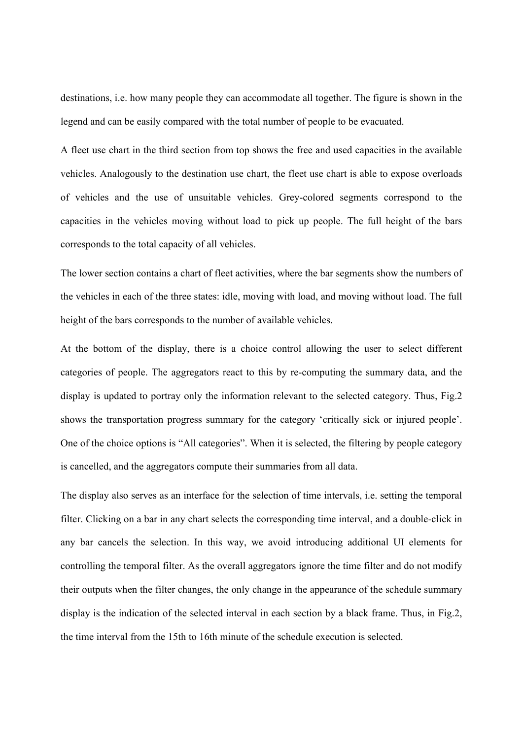destinations, i.e. how many people they can accommodate all together. The figure is shown in the legend and can be easily compared with the total number of people to be evacuated.

A fleet use chart in the third section from top shows the free and used capacities in the available vehicles. Analogously to the destination use chart, the fleet use chart is able to expose overloads of vehicles and the use of unsuitable vehicles. Grey-colored segments correspond to the capacities in the vehicles moving without load to pick up people. The full height of the bars corresponds to the total capacity of all vehicles.

The lower section contains a chart of fleet activities, where the bar segments show the numbers of the vehicles in each of the three states: idle, moving with load, and moving without load. The full height of the bars corresponds to the number of available vehicles.

At the bottom of the display, there is a choice control allowing the user to select different categories of people. The aggregators react to this by re-computing the summary data, and the display is updated to portray only the information relevant to the selected category. Thus, Fig.2 shows the transportation progress summary for the category 'critically sick or injured people'. One of the choice options is "All categories". When it is selected, the filtering by people category is cancelled, and the aggregators compute their summaries from all data.

The display also serves as an interface for the selection of time intervals, i.e. setting the temporal filter. Clicking on a bar in any chart selects the corresponding time interval, and a double-click in any bar cancels the selection. In this way, we avoid introducing additional UI elements for controlling the temporal filter. As the overall aggregators ignore the time filter and do not modify their outputs when the filter changes, the only change in the appearance of the schedule summary display is the indication of the selected interval in each section by a black frame. Thus, in Fig.2, the time interval from the 15th to 16th minute of the schedule execution is selected.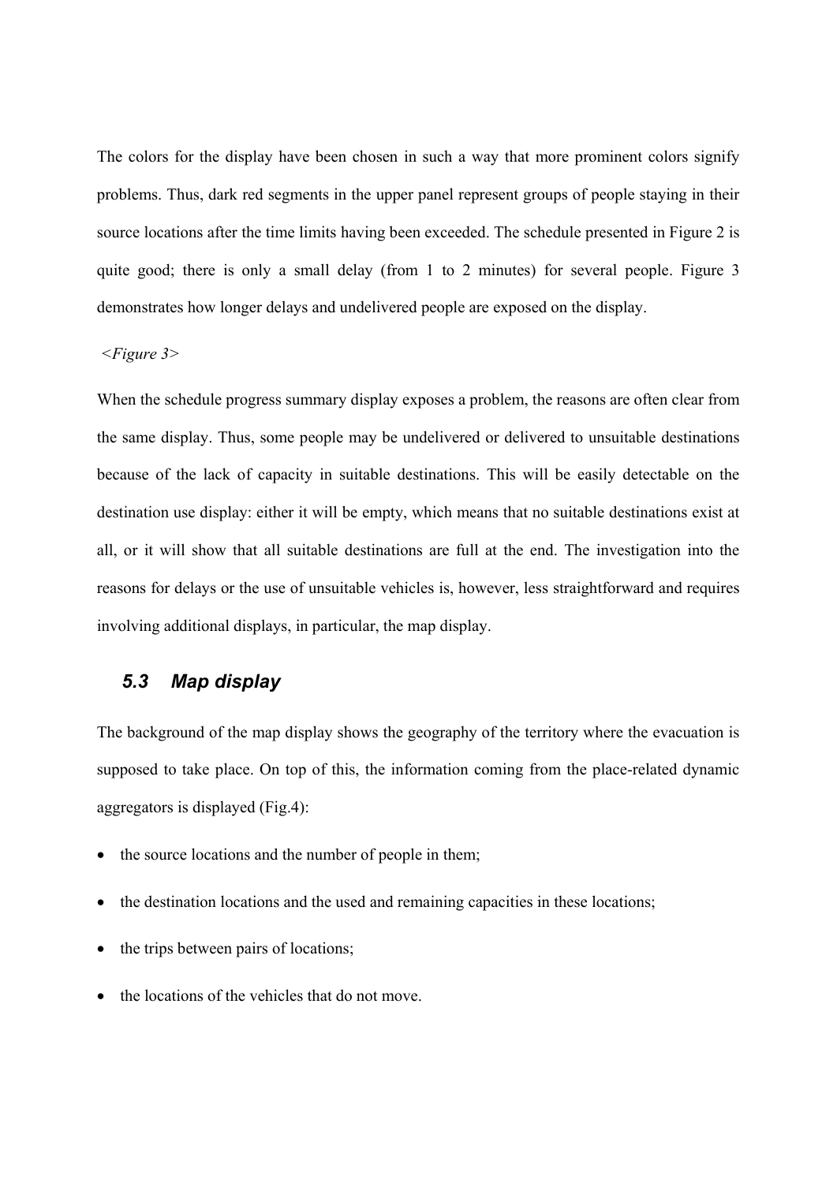The colors for the display have been chosen in such a way that more prominent colors signify problems. Thus, dark red segments in the upper panel represent groups of people staying in their source locations after the time limits having been exceeded. The schedule presented in Figure 2 is quite good; there is only a small delay (from 1 to 2 minutes) for several people. Figure 3 demonstrates how longer delays and undelivered people are exposed on the display.

*<Figure 3>*

When the schedule progress summary display exposes a problem, the reasons are often clear from the same display. Thus, some people may be undelivered or delivered to unsuitable destinations because of the lack of capacity in suitable destinations. This will be easily detectable on the destination use display: either it will be empty, which means that no suitable destinations exist at all, or it will show that all suitable destinations are full at the end. The investigation into the reasons for delays or the use of unsuitable vehicles is, however, less straightforward and requires involving additional displays, in particular, the map display.

### 5.3 Map display

The background of the map display shows the geography of the territory where the evacuation is supposed to take place. On top of this, the information coming from the place-related dynamic aggregators is displayed (Fig.4):

- the source locations and the number of people in them;
- the destination locations and the used and remaining capacities in these locations;
- the trips between pairs of locations;
- the locations of the vehicles that do not move.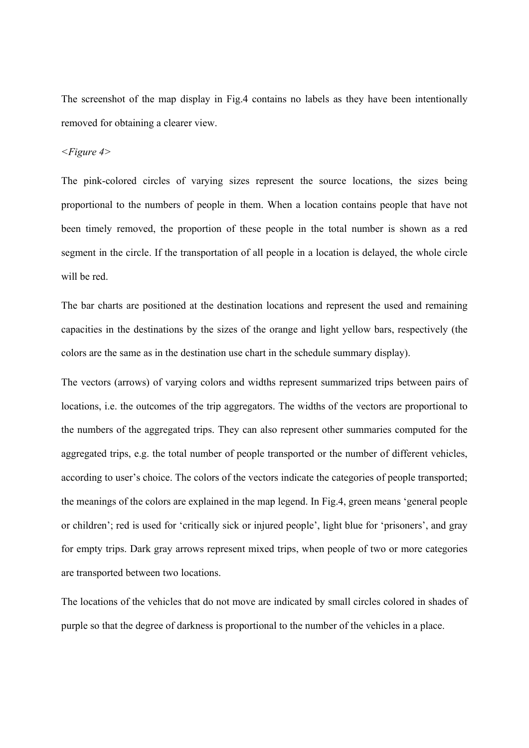The screenshot of the map display in Fig.4 contains no labels as they have been intentionally removed for obtaining a clearer view.

*<Figure 4>*

The pink-colored circles of varying sizes represent the source locations, the sizes being proportional to the numbers of people in them. When a location contains people that have not been timely removed, the proportion of these people in the total number is shown as a red segment in the circle. If the transportation of all people in a location is delayed, the whole circle will be red.

The bar charts are positioned at the destination locations and represent the used and remaining capacities in the destinations by the sizes of the orange and light yellow bars, respectively (the colors are the same as in the destination use chart in the schedule summary display).

The vectors (arrows) of varying colors and widths represent summarized trips between pairs of locations, i.e. the outcomes of the trip aggregators. The widths of the vectors are proportional to the numbers of the aggregated trips. They can also represent other summaries computed for the aggregated trips, e.g. the total number of people transported or the number of different vehicles, according to user's choice. The colors of the vectors indicate the categories of people transported; the meanings of the colors are explained in the map legend. In Fig.4, green means 'general people or children'; red is used for 'critically sick or injured people', light blue for 'prisoners', and gray for empty trips. Dark gray arrows represent mixed trips, when people of two or more categories are transported between two locations.

The locations of the vehicles that do not move are indicated by small circles colored in shades of purple so that the degree of darkness is proportional to the number of the vehicles in a place.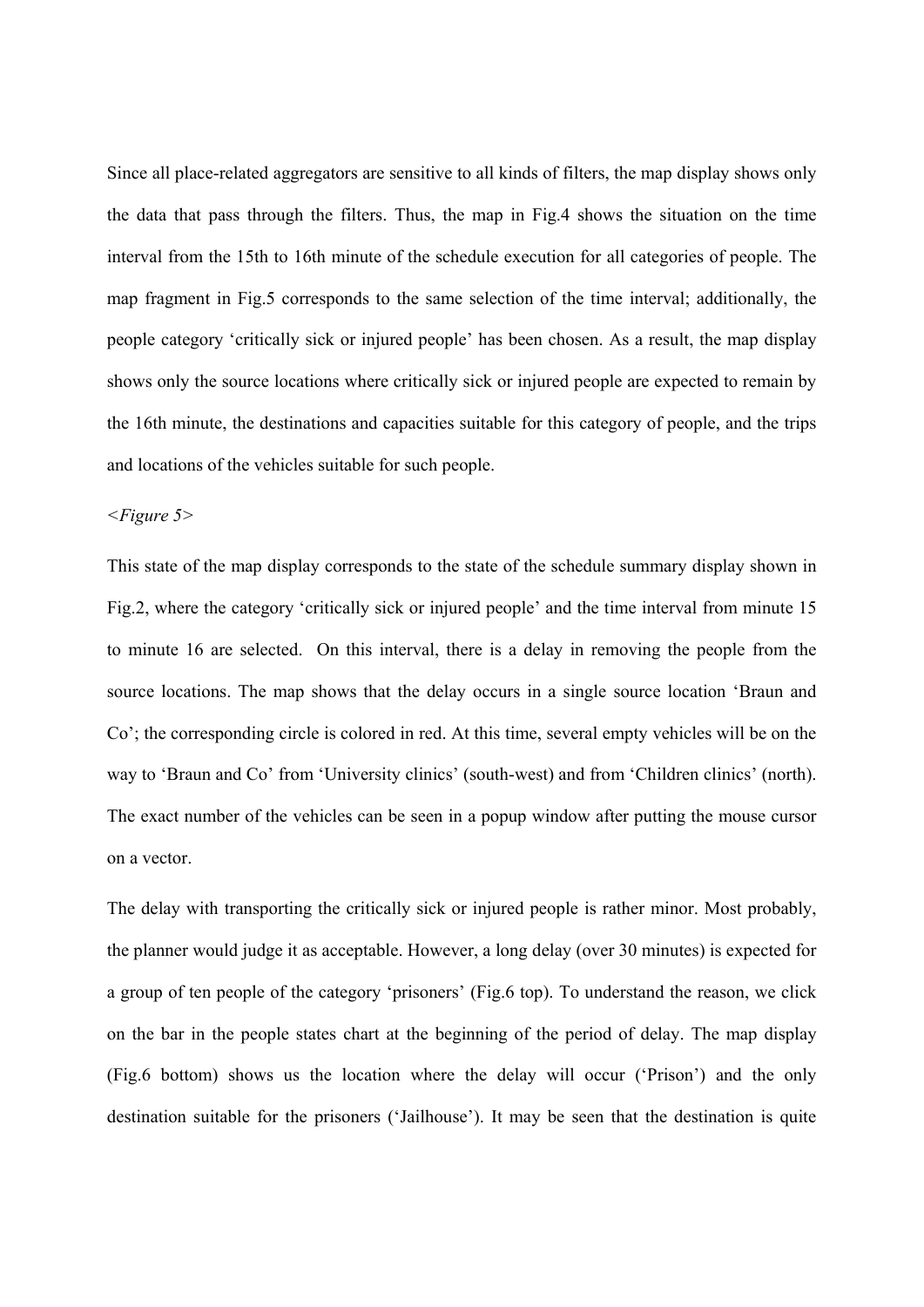Since all place-related aggregators are sensitive to all kinds of filters, the map display shows only the data that pass through the filters. Thus, the map in Fig.4 shows the situation on the time interval from the 15th to 16th minute of the schedule execution for all categories of people. The map fragment in Fig.5 corresponds to the same selection of the time interval; additionally, the people category 'critically sick or injured people' has been chosen. As a result, the map display shows only the source locations where critically sick or injured people are expected to remain by the 16th minute, the destinations and capacities suitable for this category of people, and the trips and locations of the vehicles suitable for such people.

*<Figure 5>*

This state of the map display corresponds to the state of the schedule summary display shown in Fig.2, where the category 'critically sick or injured people' and the time interval from minute 15 to minute 16 are selected. On this interval, there is a delay in removing the people from the source locations. The map shows that the delay occurs in a single source location 'Braun and Co'; the corresponding circle is colored in red. At this time, several empty vehicles will be on the way to 'Braun and Co' from 'University clinics' (south-west) and from 'Children clinics' (north). The exact number of the vehicles can be seen in a popup window after putting the mouse cursor on a vector.

The delay with transporting the critically sick or injured people is rather minor. Most probably, the planner would judge it as acceptable. However, a long delay (over 30 minutes) is expected for a group of ten people of the category 'prisoners' (Fig.6 top). To understand the reason, we click on the bar in the people states chart at the beginning of the period of delay. The map display (Fig.6 bottom) shows us the location where the delay will occur ('Prison') and the only destination suitable for the prisoners ('Jailhouse'). It may be seen that the destination is quite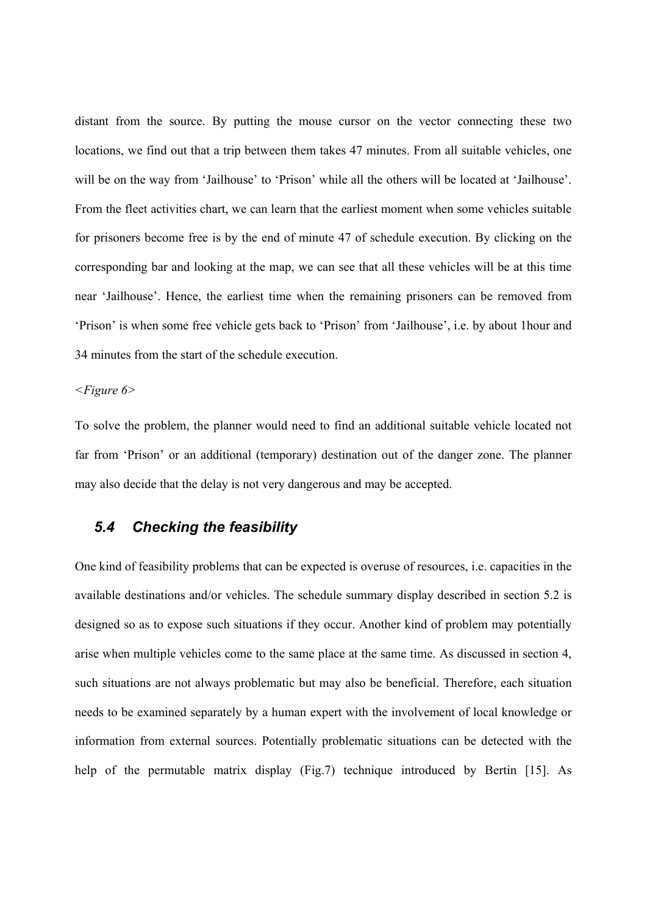distant from the source. By putting the mouse cursor on the vector connecting these two locations, we find out that a trip between them takes 47 minutes. From all suitable vehicles, one will be on the way from 'Jailhouse' to 'Prison' while all the others will be located at 'Jailhouse'. From the fleet activities chart, we can learn that the earliest moment when some vehicles suitable for prisoners become free is by the end of minute 47 of schedule execution. By clicking on the corresponding bar and looking at the map, we can see that all these vehicles will be at this time near 'Jailhouse'. Hence, the earliest time when the remaining prisoners can be removed from 'Prison' is when some free vehicle gets back to 'Prison' from 'Jailhouse', i.e. by about 1hour and 34 minutes from the start of the schedule execution.

*<Figure 6>*

To solve the problem, the planner would need to find an additional suitable vehicle located not far from 'Prison' or an additional (temporary) destination out of the danger zone. The planner may also decide that the delay is not very dangerous and may be accepted.

### *5.4 Checking the feasibility*

One kind of feasibility problems that can be expected is overuse of resources, i.e. capacities in the available destinations and/or vehicles. The schedule summary display described in section 5.2 is designed so as to expose such situations if they occur. Another kind of problem may potentially arise when multiple vehicles come to the same place at the same time. As discussed in section 4, such situations are not always problematic but may also be beneficial. Therefore, each situation needs to be examined separately by a human expert with the involvement of local knowledge or information from external sources. Potentially problematic situations can be detected with the help of the permutable matrix display (Fig.7) technique introduced by Bertin [15]. As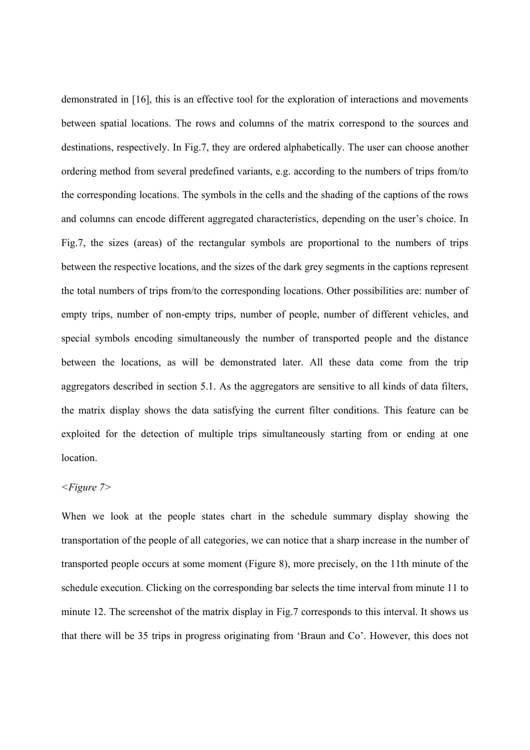demonstrated in [16], this is an effective tool for the exploration of interactions and movements between spatial locations. The rows and columns of the matrix correspond to the sources and destinations, respectively. In Fig.7, they are ordered alphabetically. The user can choose another ordering method from several predefined variants, e.g. according to the numbers of trips from/to the corresponding locations. The symbols in the cells and the shading of the captions of the rows and columns can encode different aggregated characteristics, depending on the user's choice. In Fig.7, the sizes (areas) of the rectangular symbols are proportional to the numbers of trips between the respective locations, and the sizes of the dark grey segments in the captions represent the total numbers of trips from/to the corresponding locations. Other possibilities are: number of empty trips, number of non-empty trips, number of people, number of different vehicles, and special symbols encoding simultaneously the number of transported people and the distance between the locations, as will be demonstrated later. All these data come from the trip aggregators described in section 5.1. As the aggregators are sensitive to all kinds of data filters, the matrix display shows the data satisfying the current filter conditions. This feature can be exploited for the detection of multiple trips simultaneously starting from or ending at one location.

*<Figure 7>*

When we look at the people states chart in the schedule summary display showing the transportation of the people of all categories, we can notice that a sharp increase in the number of transported people occurs at some moment (Figure 8), more precisely, on the 11th minute of the schedule execution. Clicking on the corresponding bar selects the time interval from minute 11 to minute 12. The screenshot of the matrix display in Fig.7 corresponds to this interval. It shows us that there will be 35 trips in progress originating from 'Braun and Co'. However, this does not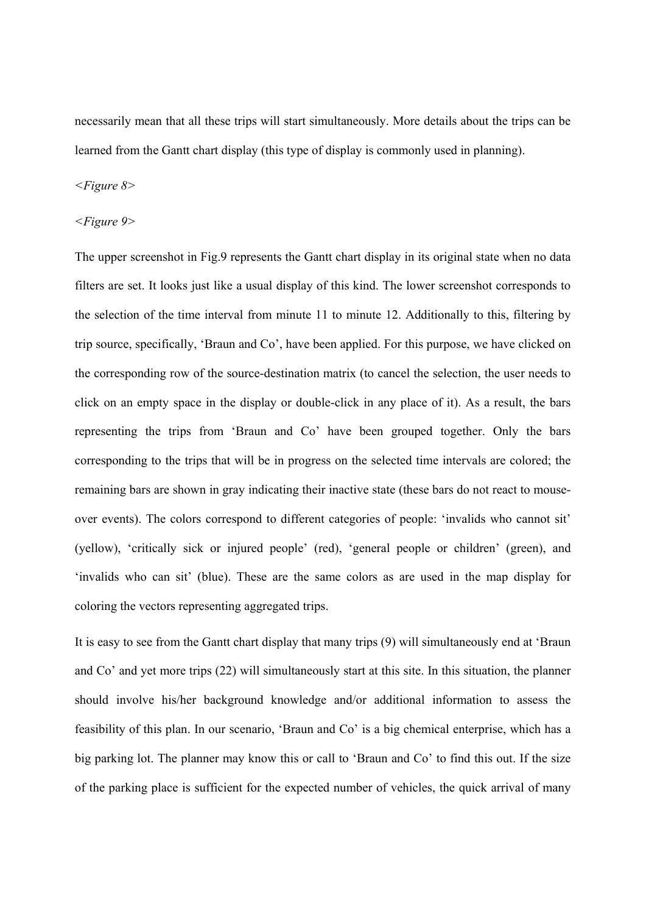necessarily mean that all these trips will start simultaneously. More details about the trips can be learned from the Gantt chart display (this type of display is commonly used in planning).

*<Figure 8>*

*<Figure 9>*

The upper screenshot in Fig.9 represents the Gantt chart display in its original state when no data filters are set. It looks just like a usual display of this kind. The lower screenshot corresponds to the selection of the time interval from minute 11 to minute 12. Additionally to this, filtering by trip source, specifically, 'Braun and Co', have been applied. For this purpose, we have clicked on the corresponding row of the source-destination matrix (to cancel the selection, the user needs to click on an empty space in the display or double-click in any place of it). As a result, the bars representing the trips from 'Braun and Co' have been grouped together. Only the bars corresponding to the trips that will be in progress on the selected time intervals are colored; the remaining bars are shown in gray indicating their inactive state (these bars do not react to mouse-over events). The colors correspond to different categories of people: 'invalids who cannot sit' (yellow), 'critically sick or injured people' (red), 'general people or children' (green), and 'invalids who can sit' (blue). These are the same colors as are used in the map display for coloring the vectors representing aggregated trips.

It is easy to see from the Gantt chart display that many trips (9) will simultaneously end at 'Braun and Co' and yet more trips (22) will simultaneously start at this site. In this situation, the planner should involve his/her background knowledge and/or additional information to assess the feasibility of this plan. In our scenario, 'Braun and Co' is a big chemical enterprise, which has a big parking lot. The planner may know this or call to 'Braun and Co' to find this out. If the size of the parking place is sufficient for the expected number of vehicles, the quick arrival of many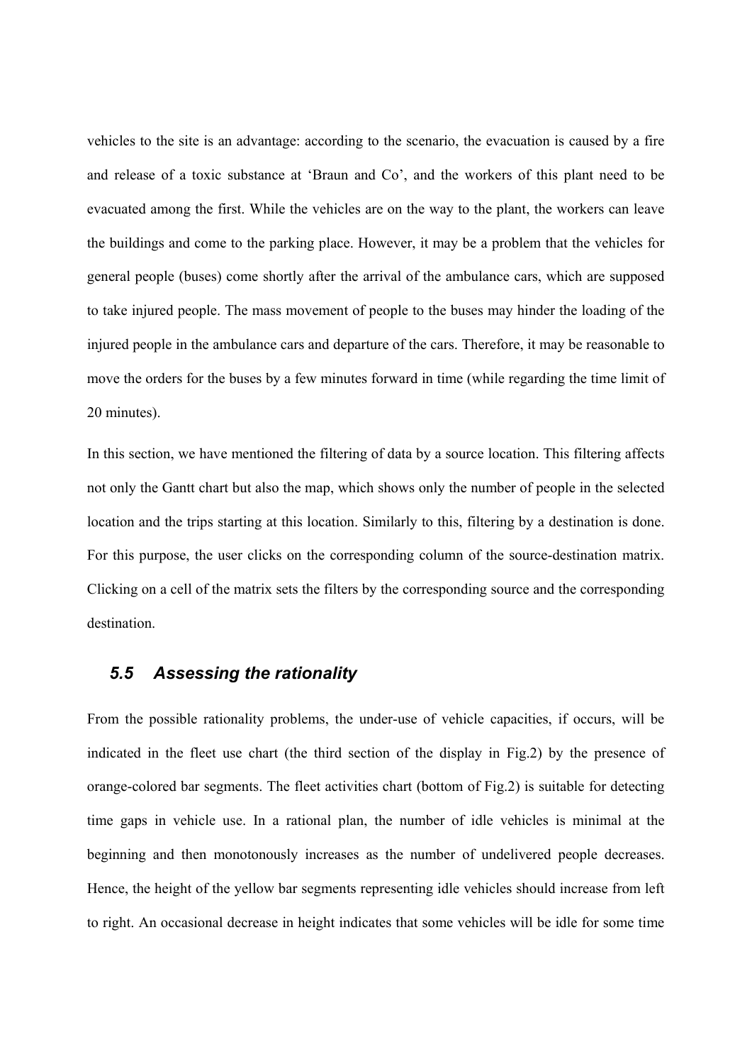vehicles to the site is an advantage: according to the scenario, the evacuation is caused by a fire and release of a toxic substance at 'Braun and Co', and the workers of this plant need to be evacuated among the first. While the vehicles are on the way to the plant, the workers can leave the buildings and come to the parking place. However, it may be a problem that the vehicles for general people (buses) come shortly after the arrival of the ambulance cars, which are supposed to take injured people. The mass movement of people to the buses may hinder the loading of the injured people in the ambulance cars and departure of the cars. Therefore, it may be reasonable to move the orders for the buses by a few minutes forward in time (while regarding the time limit of 20 minutes).

In this section, we have mentioned the filtering of data by a source location. This filtering affects not only the Gantt chart but also the map, which shows only the number of people in the selected location and the trips starting at this location. Similarly to this, filtering by a destination is done. For this purpose, the user clicks on the corresponding column of the source-destination matrix. Clicking on a cell of the matrix sets the filters by the corresponding source and the corresponding destination.

### *5.5 Assessing the rationality*

From the possible rationality problems, the under-use of vehicle capacities, if occurs, will be indicated in the fleet use chart (the third section of the display in Fig.2) by the presence of orange-colored bar segments. The fleet activities chart (bottom of Fig.2) is suitable for detecting time gaps in vehicle use. In a rational plan, the number of idle vehicles is minimal at the beginning and then monotonously increases as the number of undelivered people decreases. Hence, the height of the yellow bar segments representing idle vehicles should increase from left to right. An occasional decrease in height indicates that some vehicles will be idle for some time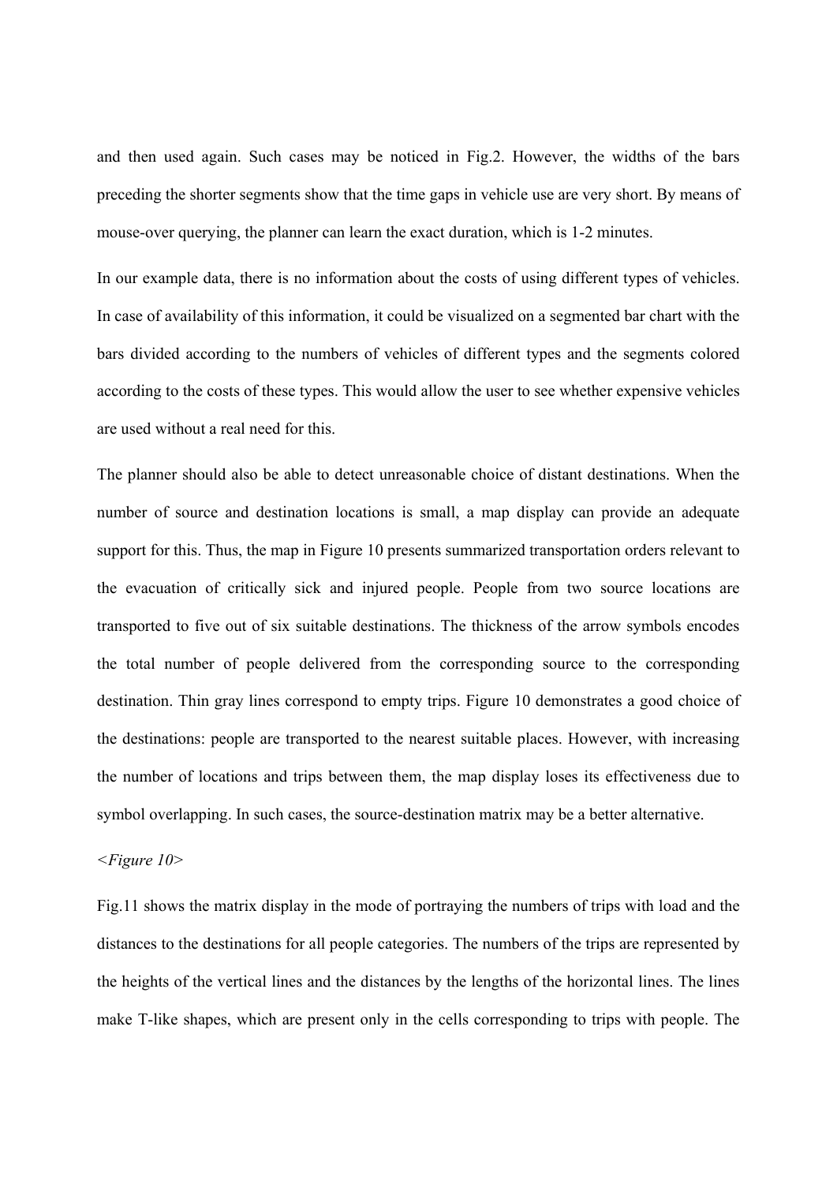and then used again. Such cases may be noticed in Fig.2. However, the widths of the bars preceding the shorter segments show that the time gaps in vehicle use are very short. By means of mouse-over querying, the planner can learn the exact duration, which is 1-2 minutes.

In our example data, there is no information about the costs of using different types of vehicles. In case of availability of this information, it could be visualized on a segmented bar chart with the bars divided according to the numbers of vehicles of different types and the segments colored according to the costs of these types. This would allow the user to see whether expensive vehicles are used without a real need for this.

The planner should also be able to detect unreasonable choice of distant destinations. When the number of source and destination locations is small, a map display can provide an adequate support for this. Thus, the map in Figure 10 presents summarized transportation orders relevant to the evacuation of critically sick and injured people. People from two source locations are transported to five out of six suitable destinations. The thickness of the arrow symbols encodes the total number of people delivered from the corresponding source to the corresponding destination. Thin gray lines correspond to empty trips. Figure 10 demonstrates a good choice of the destinations: people are transported to the nearest suitable places. However, with increasing the number of locations and trips between them, the map display loses its effectiveness due to symbol overlapping. In such cases, the source-destination matrix may be a better alternative.

*<Figure 10>*

Fig.11 shows the matrix display in the mode of portraying the numbers of trips with load and the distances to the destinations for all people categories. The numbers of the trips are represented by the heights of the vertical lines and the distances by the lengths of the horizontal lines. The lines make T-like shapes, which are present only in the cells corresponding to trips with people. The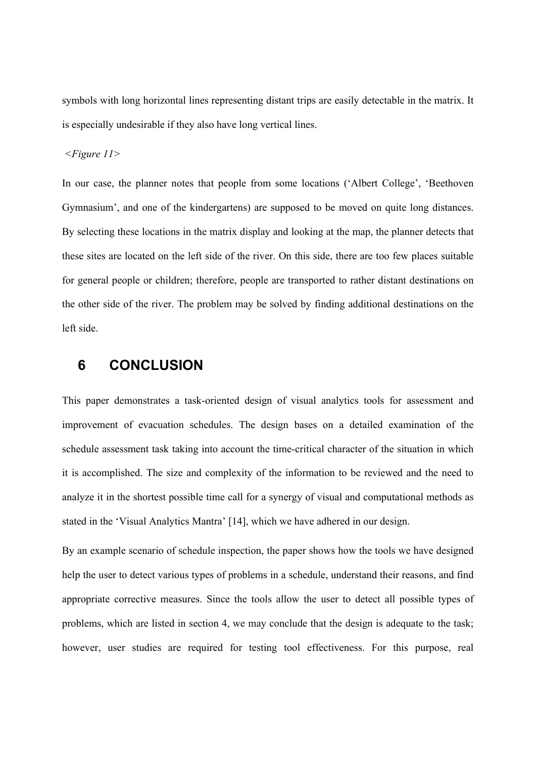symbols with long horizontal lines representing distant trips are easily detectable in the matrix. It is especially undesirable if they also have long vertical lines.

*<Figure 11>*

In our case, the planner notes that people from some locations ('Albert College', 'Beethoven Gymnasium', and one of the kindergartens) are supposed to be moved on quite long distances. By selecting these locations in the matrix display and looking at the map, the planner detects that these sites are located on the left side of the river. On this side, there are too few places suitable for general people or children; therefore, people are transported to rather distant destinations on the other side of the river. The problem may be solved by finding additional destinations on the left side.

# 6 CONCLUSION

This paper demonstrates a task-oriented design of visual analytics tools for assessment and improvement of evacuation schedules. The design bases on a detailed examination of the schedule assessment task taking into account the time-critical character of the situation in which it is accomplished. The size and complexity of the information to be reviewed and the need to analyze it in the shortest possible time call for a synergy of visual and computational methods as stated in the 'Visual Analytics Mantra' [14], which we have adhered in our design.

By an example scenario of schedule inspection, the paper shows how the tools we have designed help the user to detect various types of problems in a schedule, understand their reasons, and find appropriate corrective measures. Since the tools allow the user to detect all possible types of problems, which are listed in section 4, we may conclude that the design is adequate to the task; however, user studies are required for testing tool effectiveness. For this purpose, real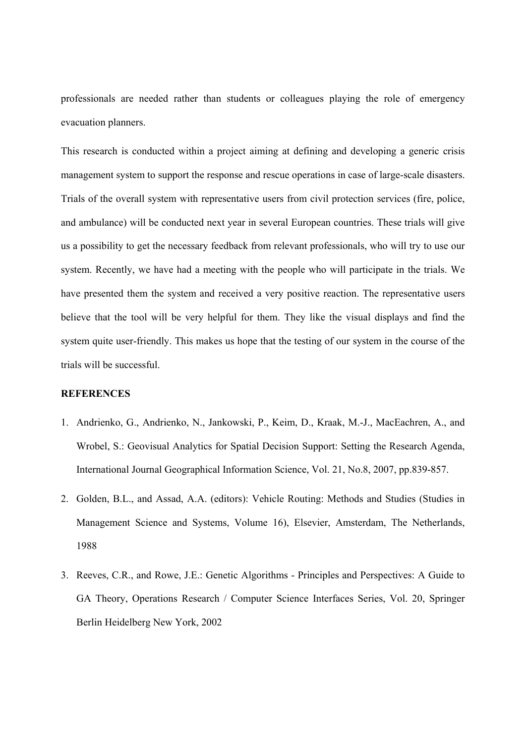professionals are needed rather than students or colleagues playing the role of emergency evacuation planners.

This research is conducted within a project aiming at defining and developing a generic crisis management system to support the response and rescue operations in case of large-scale disasters. Trials of the overall system with representative users from civil protection services (fire, police, and ambulance) will be conducted next year in several European countries. These trials will give us a possibility to get the necessary feedback from relevant professionals, who will try to use our system. Recently, we have had a meeting with the people who will participate in the trials. We have presented them the system and received a very positive reaction. The representative users believe that the tool will be very helpful for them. They like the visual displays and find the system quite user-friendly. This makes us hope that the testing of our system in the course of the trials will be successful.

**REFERENCES**

1. Andrienko, G., Andrienko, N., Jankowski, P., Keim, D., Kraak, M.-J., MacEachren, A., and Wrobel, S.: Geovisual Analytics for Spatial Decision Support: Setting the Research Agenda, International Journal Geographical Information Science, Vol. 21, No.8, 2007, pp.839-857.

2. Golden, B.L., and Assad, A.A. (editors): Vehicle Routing: Methods and Studies (Studies in Management Science and Systems, Volume 16), Elsevier, Amsterdam, The Netherlands, 1988

3. Reeves, C.R., and Rowe, J.E.: Genetic Algorithms - Principles and Perspectives: A Guide to GA Theory, Operations Research / Computer Science Interfaces Series, Vol. 20, Springer Berlin Heidelberg New York, 2002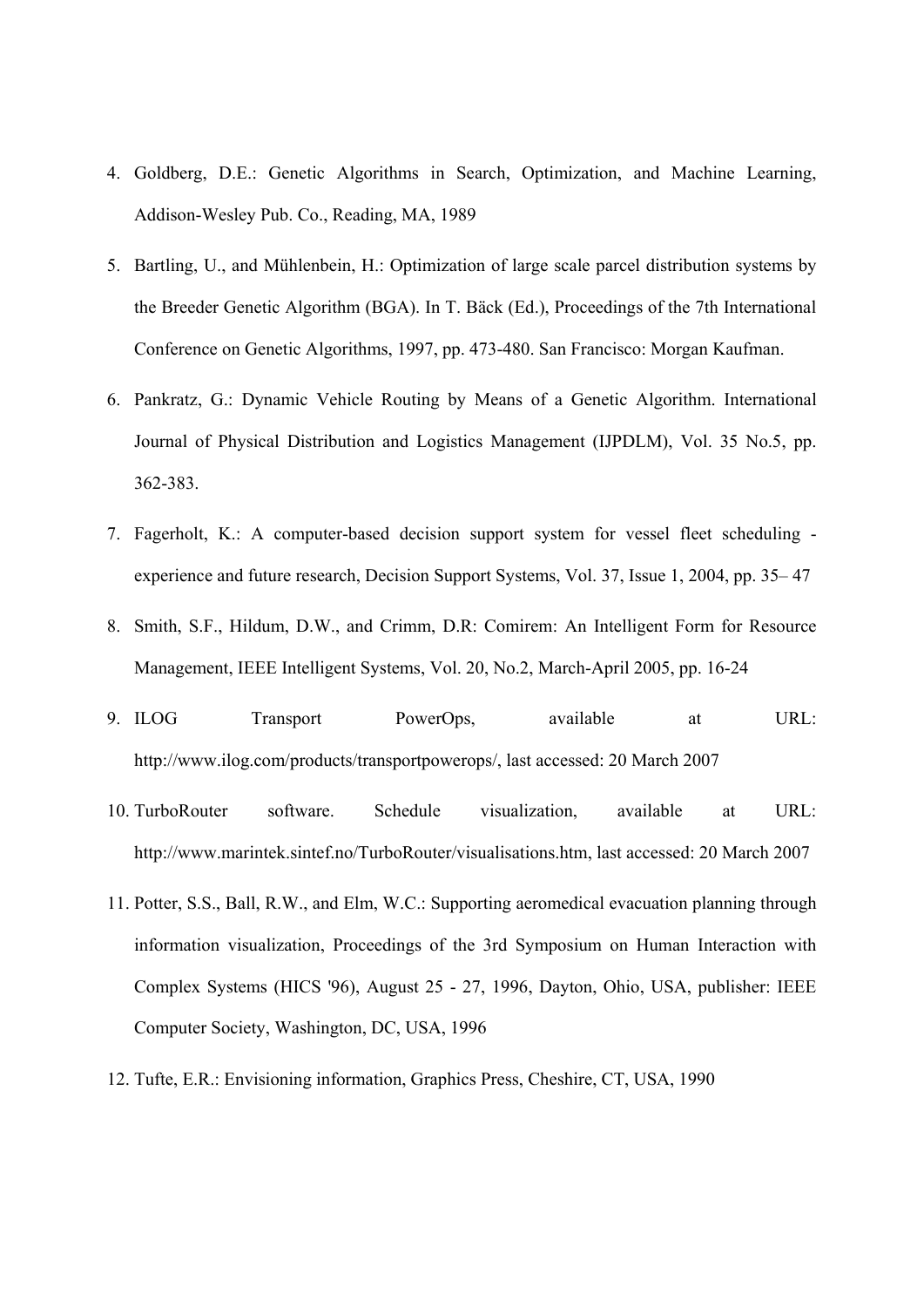4. Goldberg, D.E.: Genetic Algorithms in Search, Optimization, and Machine Learning, Addison-Wesley Pub. Co., Reading, MA, 1989
5. Bartling, U., and Mühlenbein, H.: Optimization of large scale parcel distribution systems by the Breeder Genetic Algorithm (BGA). In T. Bäck (Ed.), Proceedings of the 7th International Conference on Genetic Algorithms, 1997, pp. 473-480. San Francisco: Morgan Kaufman.
6. Pankratz, G.: Dynamic Vehicle Routing by Means of a Genetic Algorithm. International Journal of Physical Distribution and Logistics Management (IJPDLM), Vol. 35 No.5, pp. 362-383.
7. Fagerholt, K.: A computer-based decision support system for vessel fleet scheduling - experience and future research, Decision Support Systems, Vol. 37, Issue 1, 2004, pp. 35– 47
8. Smith, S.F., Hildum, D.W., and Crimm, D.R: Comirem: An Intelligent Form for Resource Management, IEEE Intelligent Systems, Vol. 20, No.2, March-April 2005, pp. 16-24
9. ILOG Transport PowerOps, available at URL: http://www.ilog.com/products/transportpowerops/, last accessed: 20 March 2007
10. TurboRouter software. Schedule visualization, available at URL: http://www.marintek.sintef.no/TurboRouter/visualisations.htm, last accessed: 20 March 2007
11. Potter, S.S., Ball, R.W., and Elm, W.C.: Supporting aeromedical evacuation planning through information visualization, Proceedings of the 3rd Symposium on Human Interaction with Complex Systems (HICS '96), August 25 - 27, 1996, Dayton, Ohio, USA, publisher: IEEE Computer Society, Washington, DC, USA, 1996
12. Tufte, E.R.: Envisioning information, Graphics Press, Cheshire, CT, USA, 1990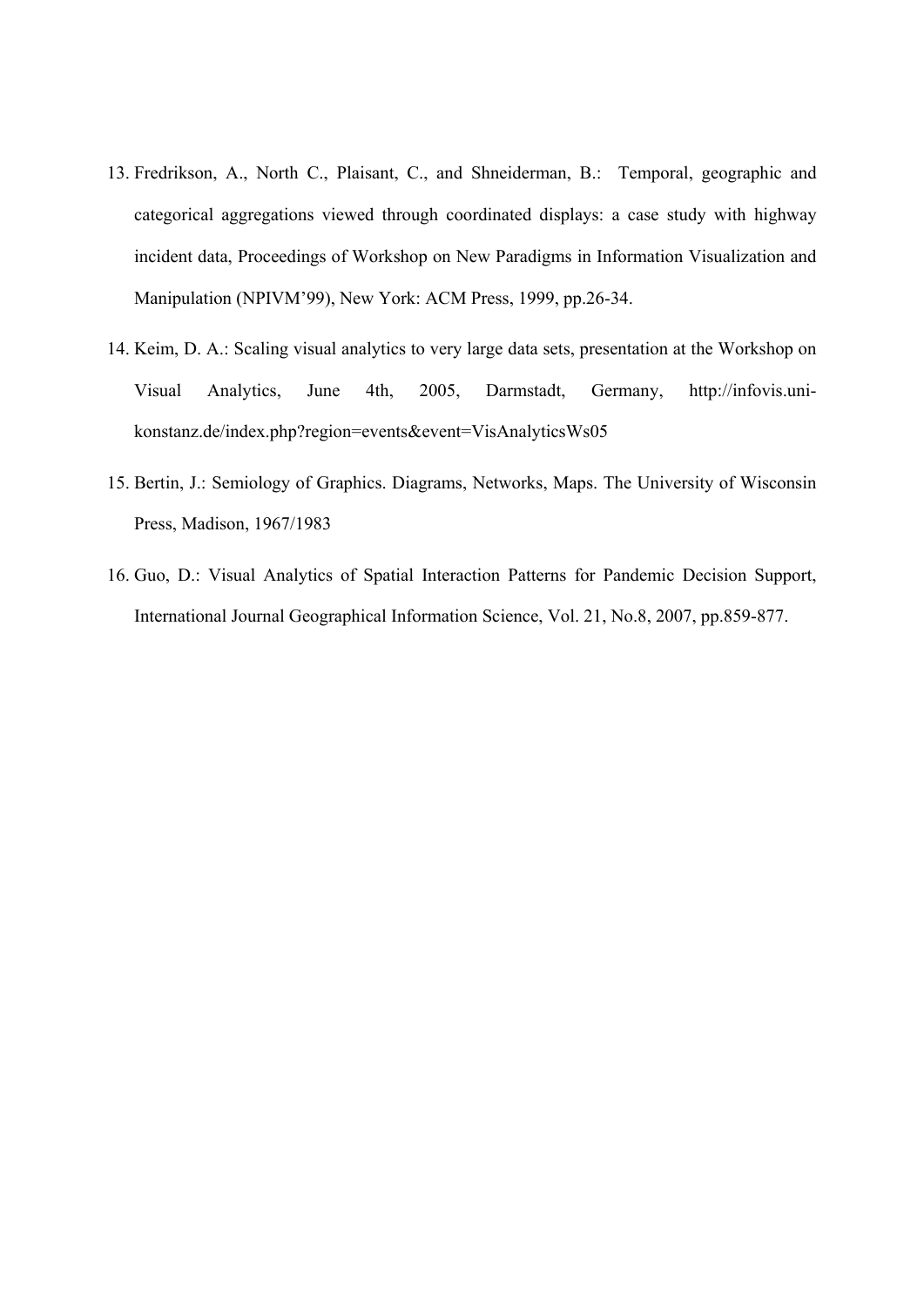13. Fredrikson, A., North C., Plaisant, C., and Shneiderman, B.: Temporal, geographic and categorical aggregations viewed through coordinated displays: a case study with highway incident data, Proceedings of Workshop on New Paradigms in Information Visualization and Manipulation (NPIVM'99), New York: ACM Press, 1999, pp.26-34.

14. Keim, D. A.: Scaling visual analytics to very large data sets, presentation at the Workshop on Visual Analytics, June 4th, 2005, Darmstadt, Germany, http://infovis.uni-konstanz.de/index.php?region=events&event=VisAnalyticsWs05

15. Bertin, J.: Semiology of Graphics. Diagrams, Networks, Maps. The University of Wisconsin Press, Madison, 1967/1983

16. Guo, D.: Visual Analytics of Spatial Interaction Patterns for Pandemic Decision Support, International Journal Geographical Information Science, Vol. 21, No.8, 2007, pp.859-877.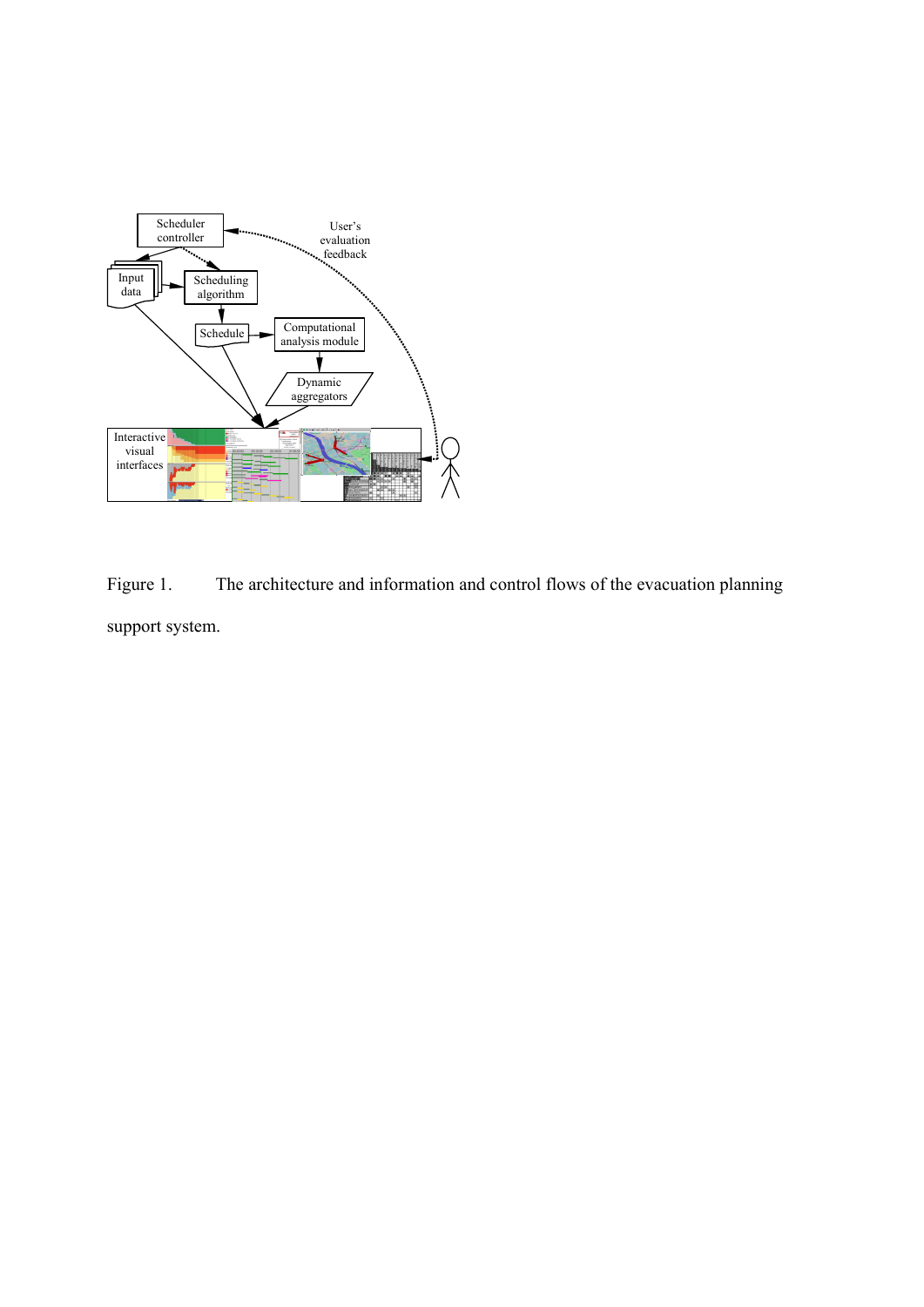Scheduler controller

User's evaluation feedback

Input data

Scheduling algorithm

Schedule

Computational analysis module

Dynamic aggregators

Interactive visual interfaces

Figure 1. The architecture and information and control flows of the evacuation planning support system.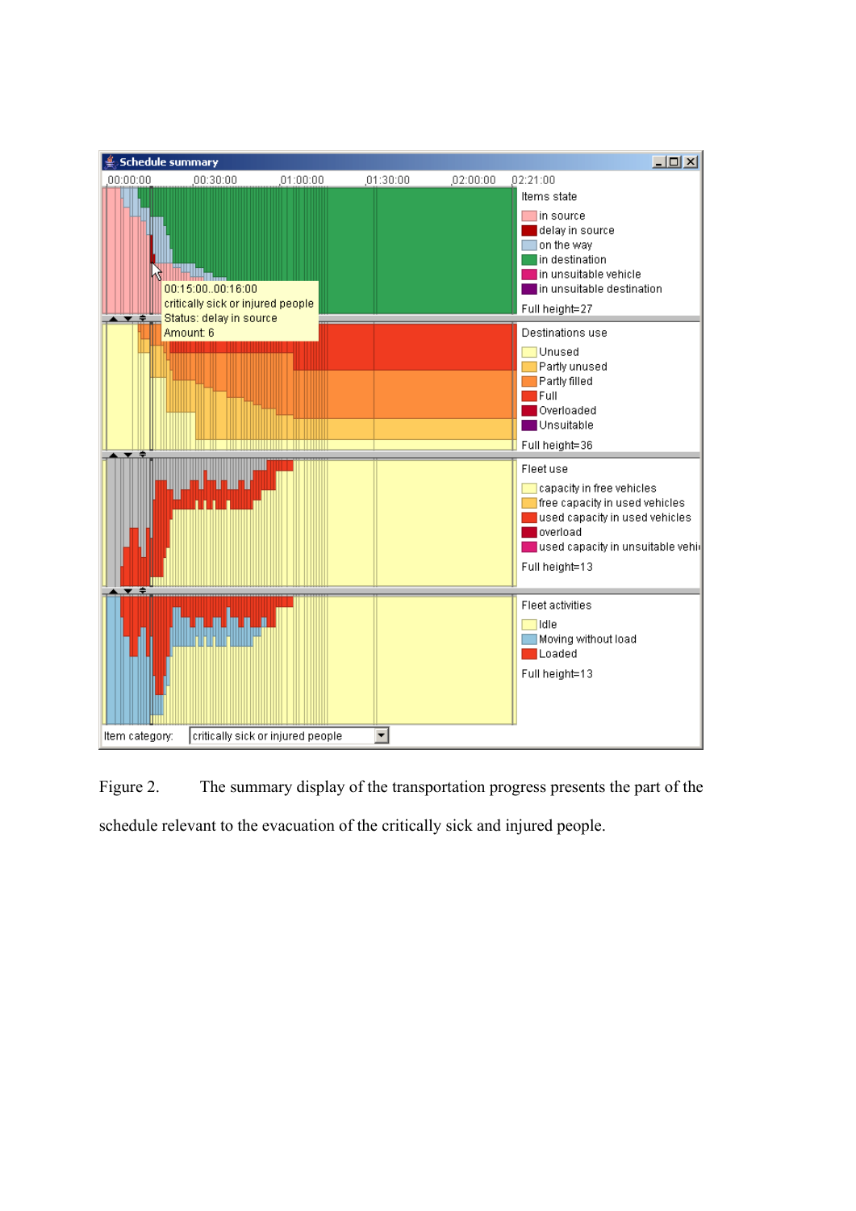Schedule summary

00:00:00 00:30:00 01:00:00 01:30:00 02:00:00 02:21:00

Items state

in source

delay in source

on the way

in destination

in unsuitable vehicle

in unsuitable destination

Full height=27

00:15:00..00:16:00

critically sick or injured people

Status: delay in source

Amount: 6

Destinations use

Unused

Partly unused

Partly filled

Full

Overloaded

Unsuitable

Full height=36

Fleet use

capacity in free vehicles

free capacity in used vehicles

used capacity in used vehicles

overload

used capacity in unsuitable vehi

Full height=13

Fleet activities

Idle

Moving without load

Loaded

Full height=13

Item category: critically sick or injured people

Figure 2. The summary display of the transportation progress presents the part of the schedule relevant to the evacuation of the critically sick and injured people.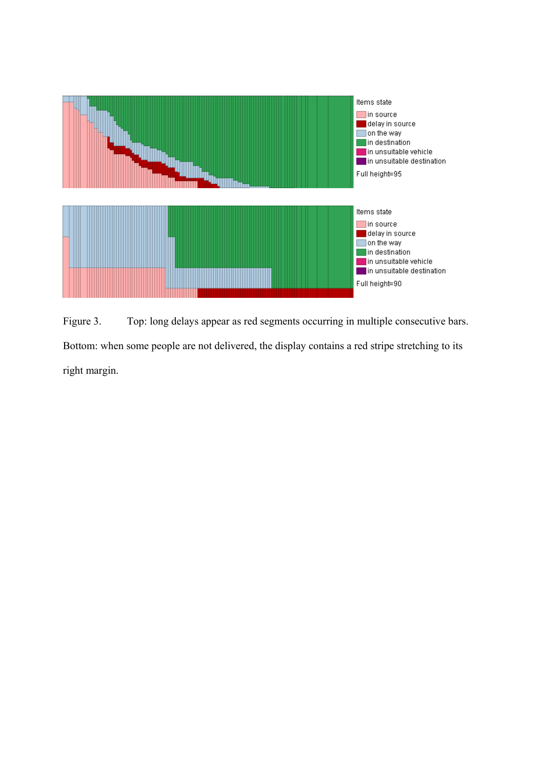Items state

in source

delay in source

on the way

in destination

in unsuitable vehicle

in unsuitable destination

Full height=95

Items state

in source

delay in source

on the way

in destination

in unsuitable vehicle

in unsuitable destination

Full height=90

Figure 3. Top: long delays appear as red segments occurring in multiple consecutive bars. Bottom: when some people are not delivered, the display contains a red stripe stretching to its right margin.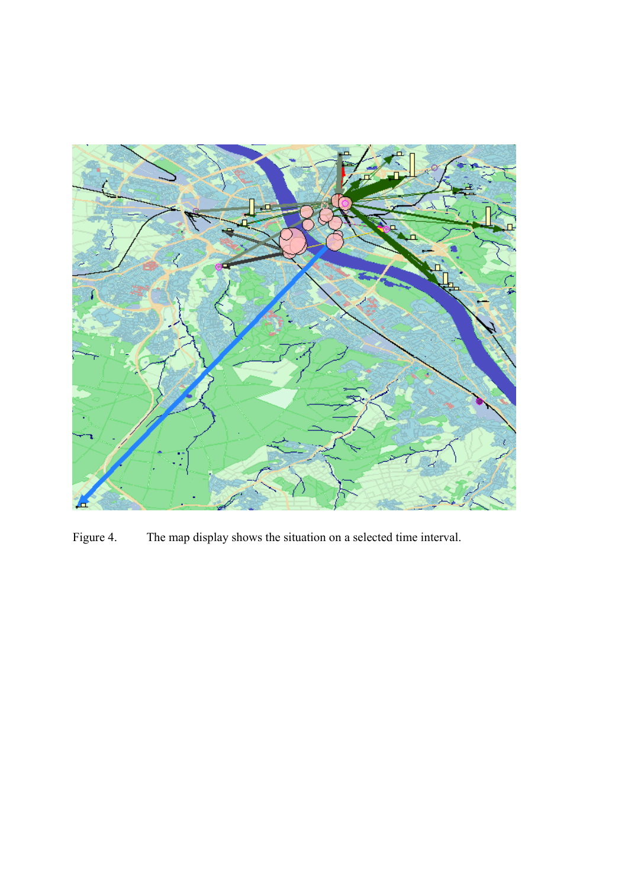Figure 4. The map display shows the situation on a selected time interval.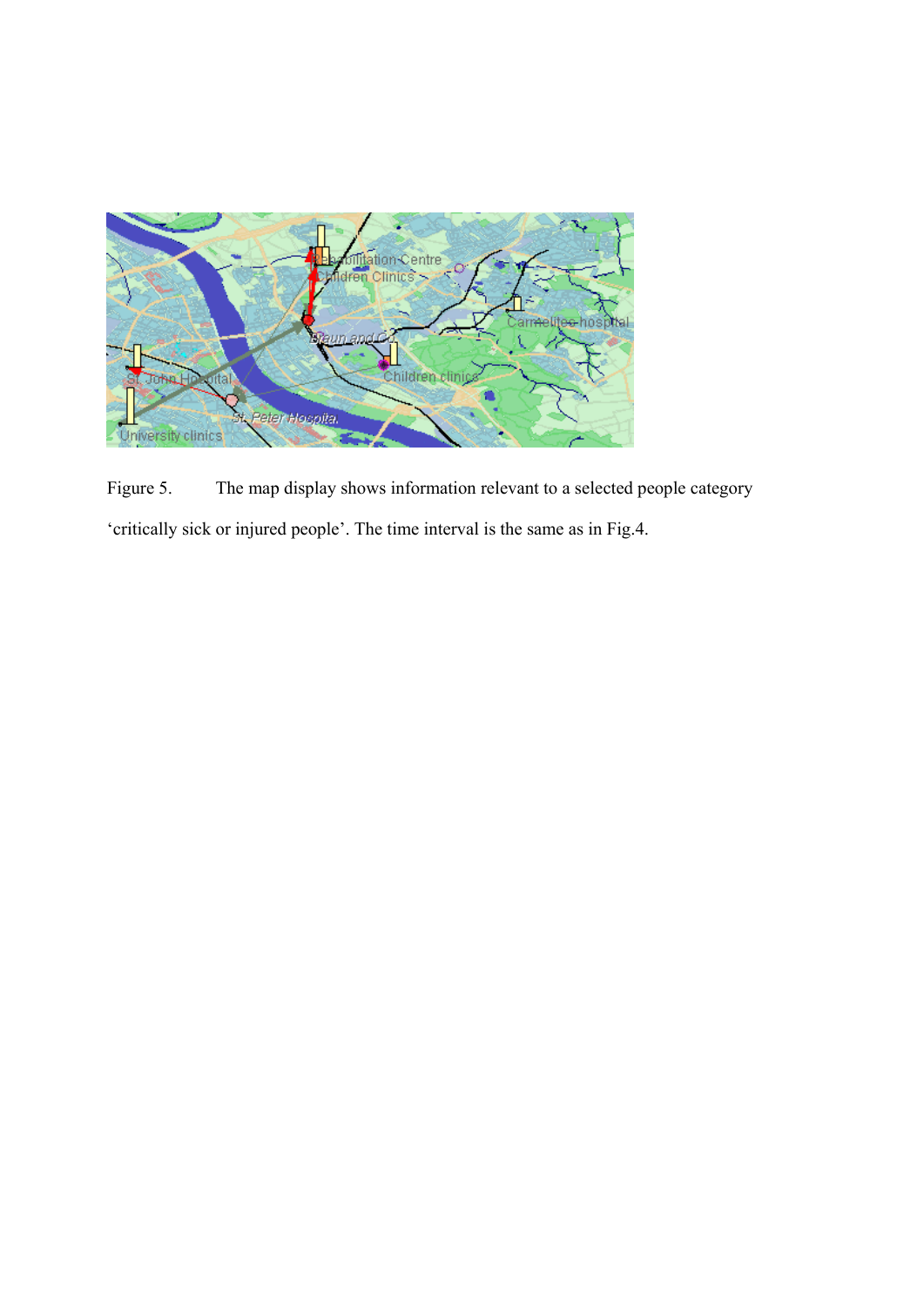Figure 5. The map display shows information relevant to a selected people category 'critically sick or injured people'. The time interval is the same as in Fig.4.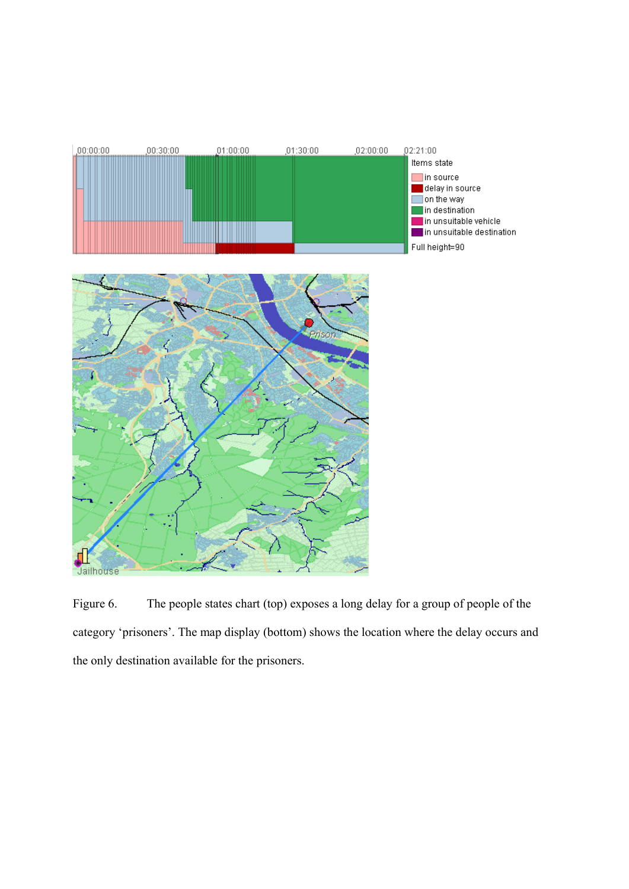00:00:00
00:30:00
01:00:00
01:30:00
02:00:00
02:21:00

Items state

in source
delay in source
on the way
in destination
in unsuitable vehicle
in unsuitable destination

Full height=90

Prison

Jailhouse

Figure 6. The people states chart (top) exposes a long delay for a group of people of the category 'prisoners'. The map display (bottom) shows the location where the delay occurs and the only destination available for the prisoners.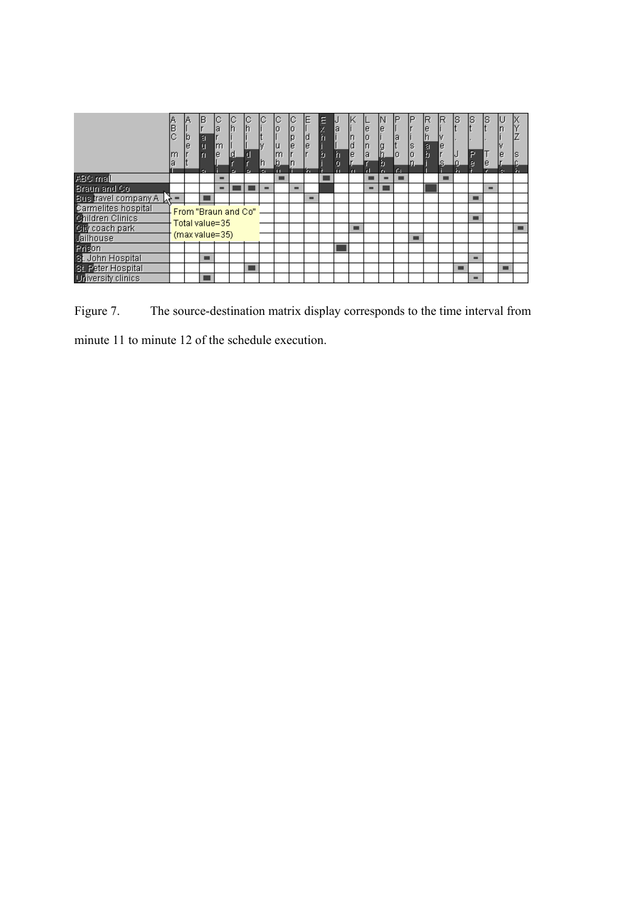ABC mall
Braun and Co
Bus travel company A
Carmelites hospital
Children Clinics
City coach park
Jailhouse
Prison
St. John Hospital
St. Peter Hospital
University clinics

From "Braun and Co"
Total value=35
(max value=35)

Figure 7. The source-destination matrix display corresponds to the time interval from minute 11 to minute 12 of the schedule execution.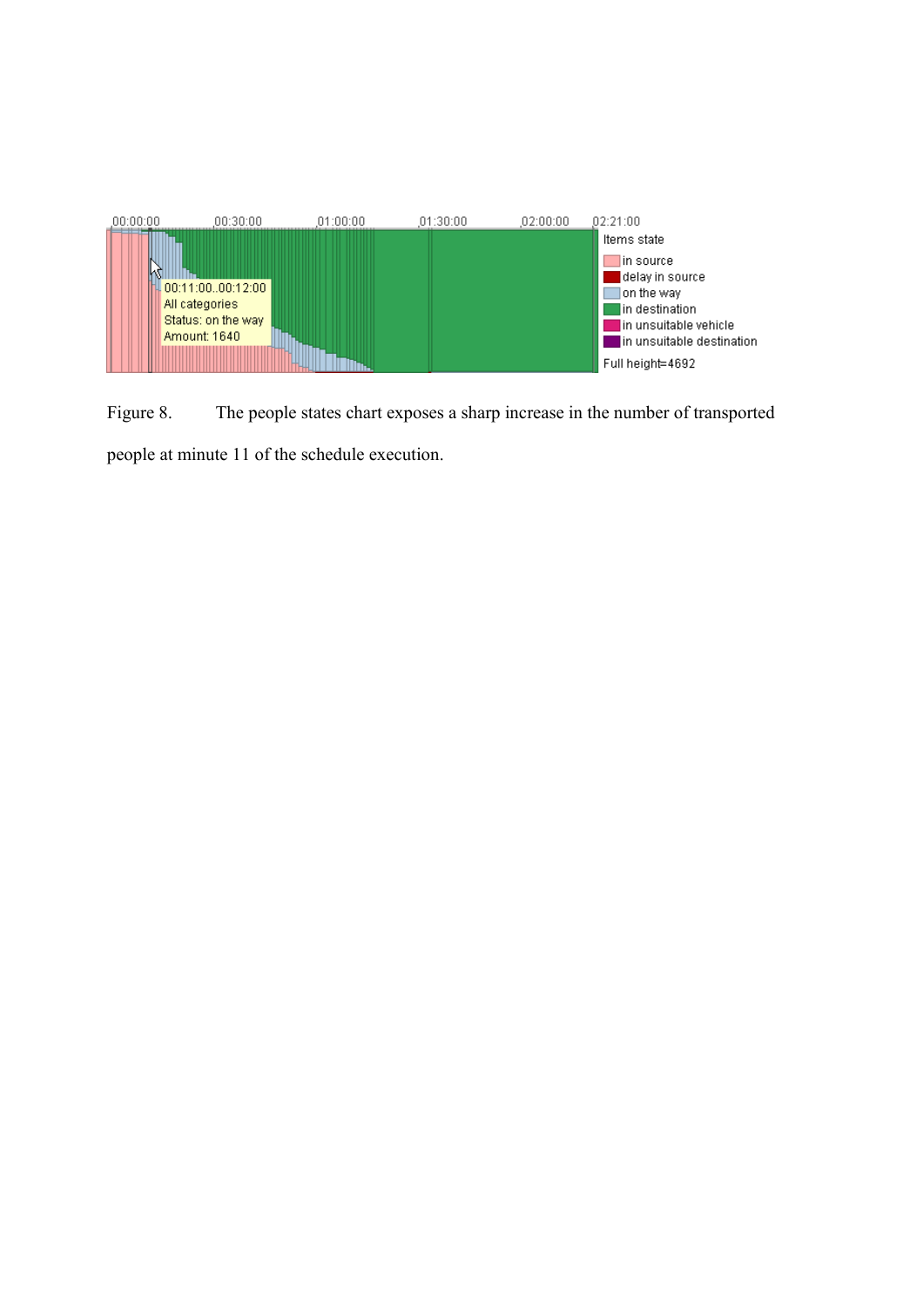00:00:00
00:30:00
01:00:00
01:30:00
02:00:00
02:21:00

Items state
in source
delay in source
on the way
in destination
in unsuitable vehicle
in unsuitable destination
Full height=4692

00:11:00..00:12:00
All categories
Status: on the way
Amount: 1640

Figure 8. The people states chart exposes a sharp increase in the number of transported people at minute 11 of the schedule execution.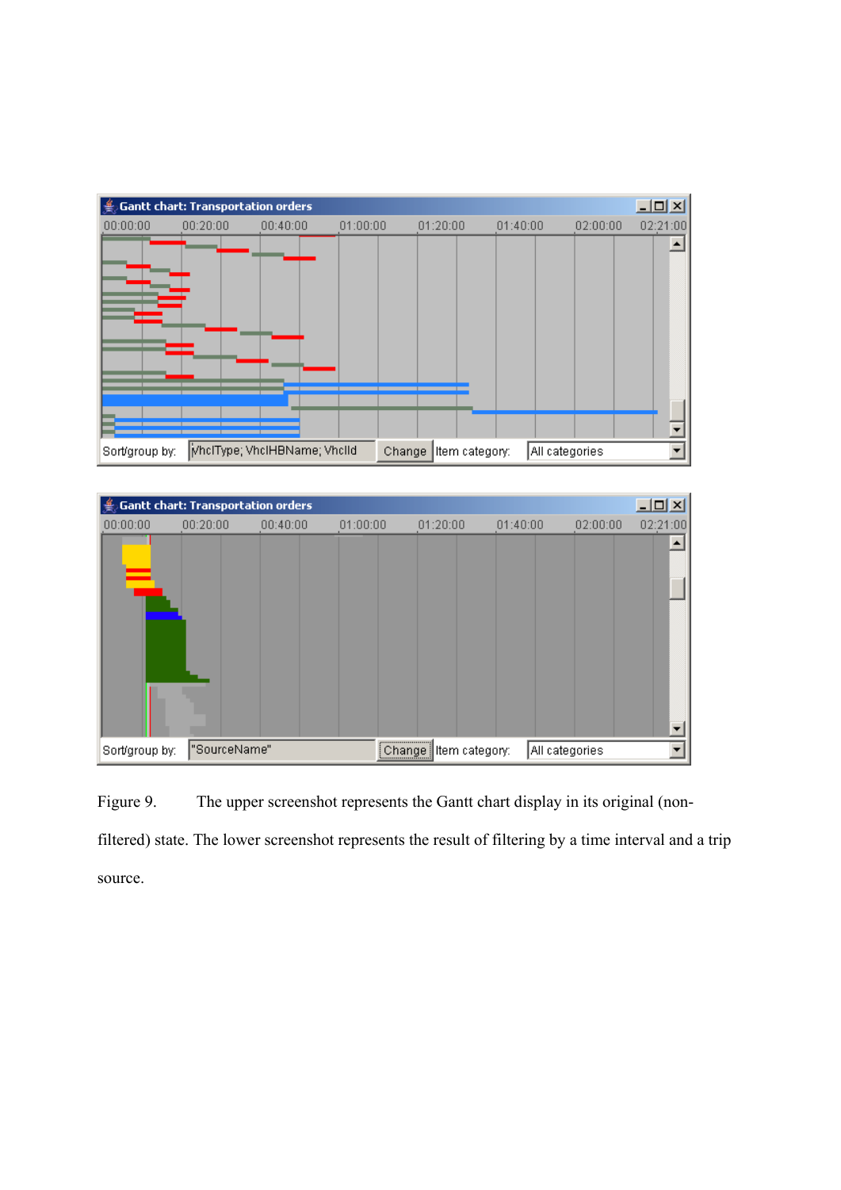Gantt chart: Transportation orders

00:00:00 00:20:00 00:40:00 01:00:00 01:20:00 01:40:00 02:00:00 02:21:00

Sort/group by: VhclType; VhclHBName; VhclId Change Item category: All categories

Gantt chart: Transportation orders

00:00:00 00:20:00 00:40:00 01:00:00 01:20:00 01:40:00 02:00:00 02:21:00

Sort/group by: "SourceName" Change Item category: All categories

Figure 9. The upper screenshot represents the Gantt chart display in its original (non-filtered) state. The lower screenshot represents the result of filtering by a time interval and a trip source.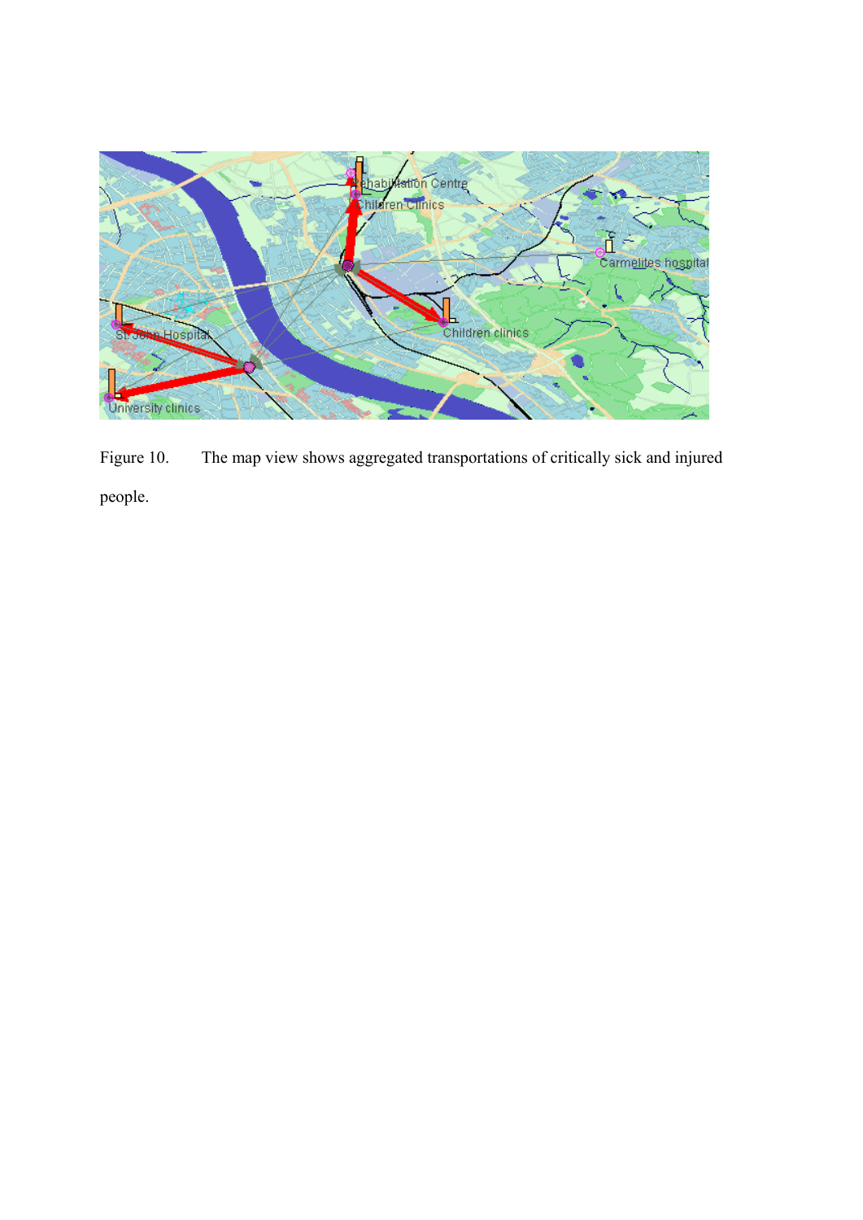Figure 10. The map view shows aggregated transportations of critically sick and injured people.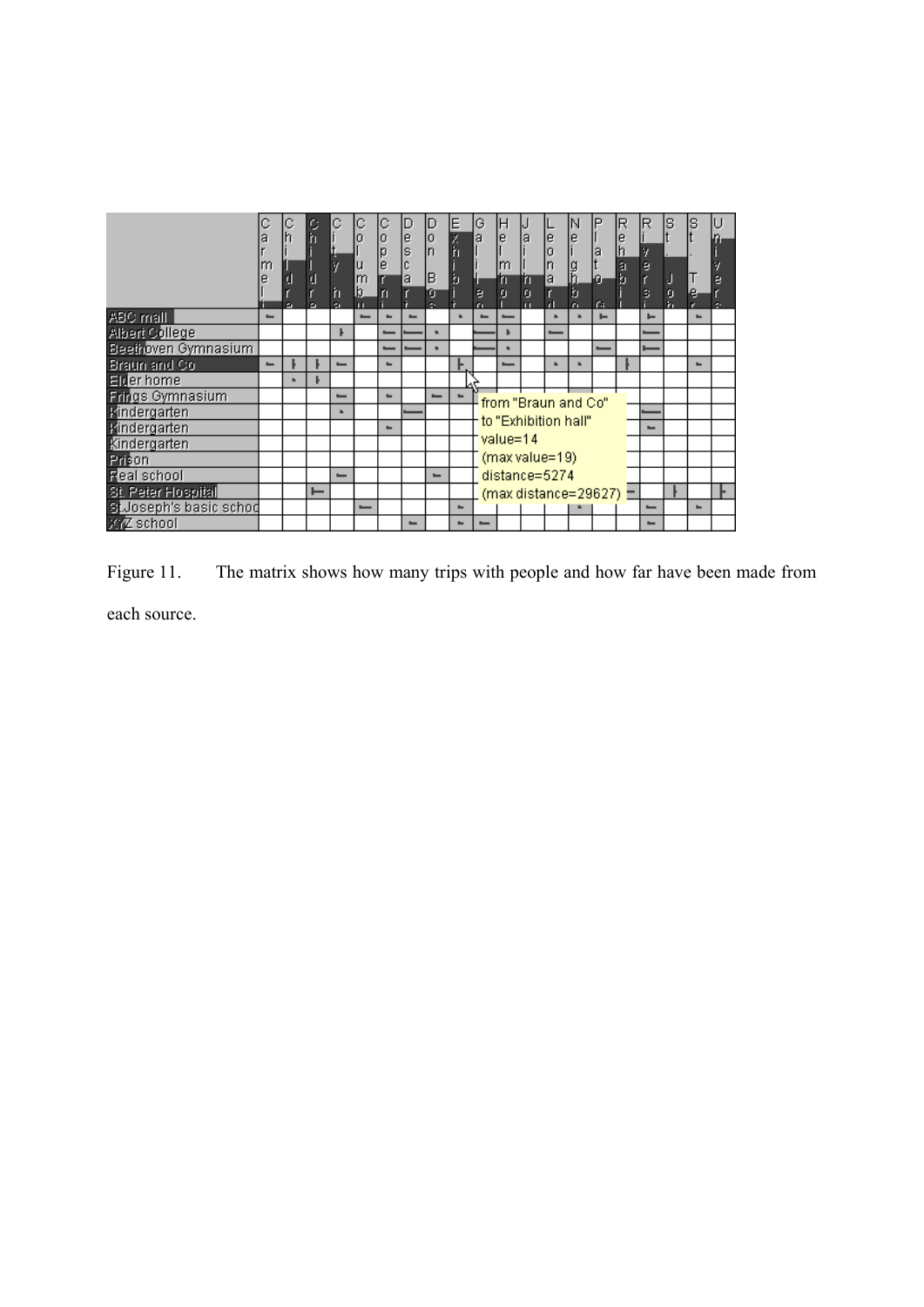Figure 11. The matrix shows how many trips with people and how far have been made from each source.